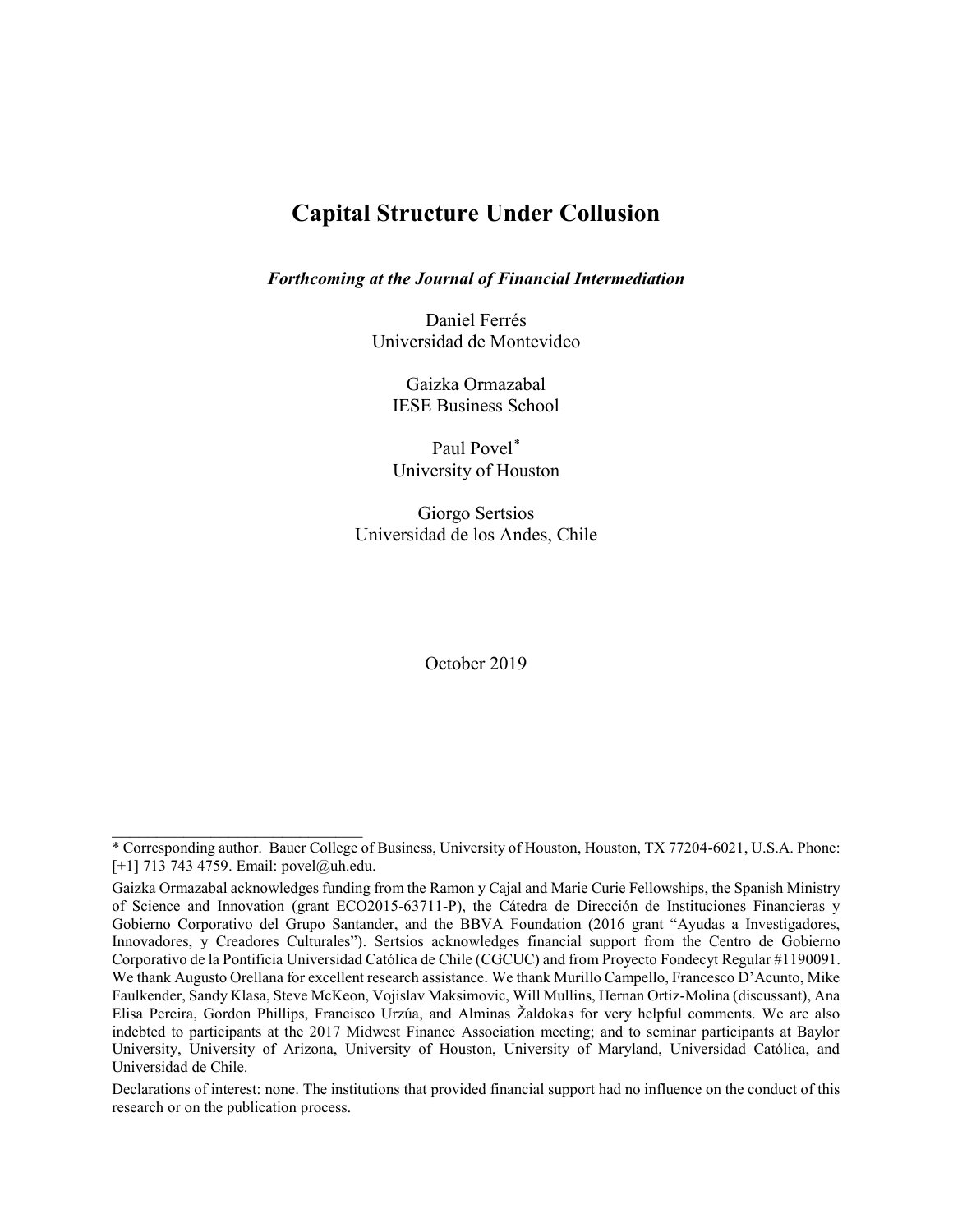# Capital Structure Under Collusion

***Forthcoming at the Journal of Financial Intermediation***

Daniel Ferrés
Universidad de Montevideo

Gaizka Ormazabal
IESE Business School

Paul Povel*
University of Houston

Giorgo Sertsios
Universidad de los Andes, Chile

October 2019

---

* Corresponding author. Bauer College of Business, University of Houston, Houston, TX 77204-6021, U.S.A. Phone: [+1] 713 743 4759. Email: povel@uh.edu.

Gaizka Ormazabal acknowledges funding from the Ramon y Cajal and Marie Curie Fellowships, the Spanish Ministry of Science and Innovation (grant ECO2015-63711-P), the Cátedra de Dirección de Instituciones Financieras y Gobierno Corporativo del Grupo Santander, and the BBVA Foundation (2016 grant "Ayudas a Investigadores, Innovadores, y Creadores Culturales"). Sertsios acknowledges financial support from the Centro de Gobierno Corporativo de la Pontificia Universidad Católica de Chile (CGCUC) and from Proyecto Fondecyt Regular #1190091. We thank Augusto Orellana for excellent research assistance. We thank Murillo Campello, Francesco D'Acunto, Mike Faulkender, Sandy Klasa, Steve McKeon, Vojislav Maksimovic, Will Mullins, Hernan Ortiz-Molina (discussant), Ana Elisa Pereira, Gordon Phillips, Francisco Urzúa, and Alminas Žaldokas for very helpful comments. We are also indebted to participants at the 2017 Midwest Finance Association meeting; and to seminar participants at Baylor University, University of Arizona, University of Houston, University of Maryland, Universidad Católica, and Universidad de Chile.

Declarations of interest: none. The institutions that provided financial support had no influence on the conduct of this research or on the publication process.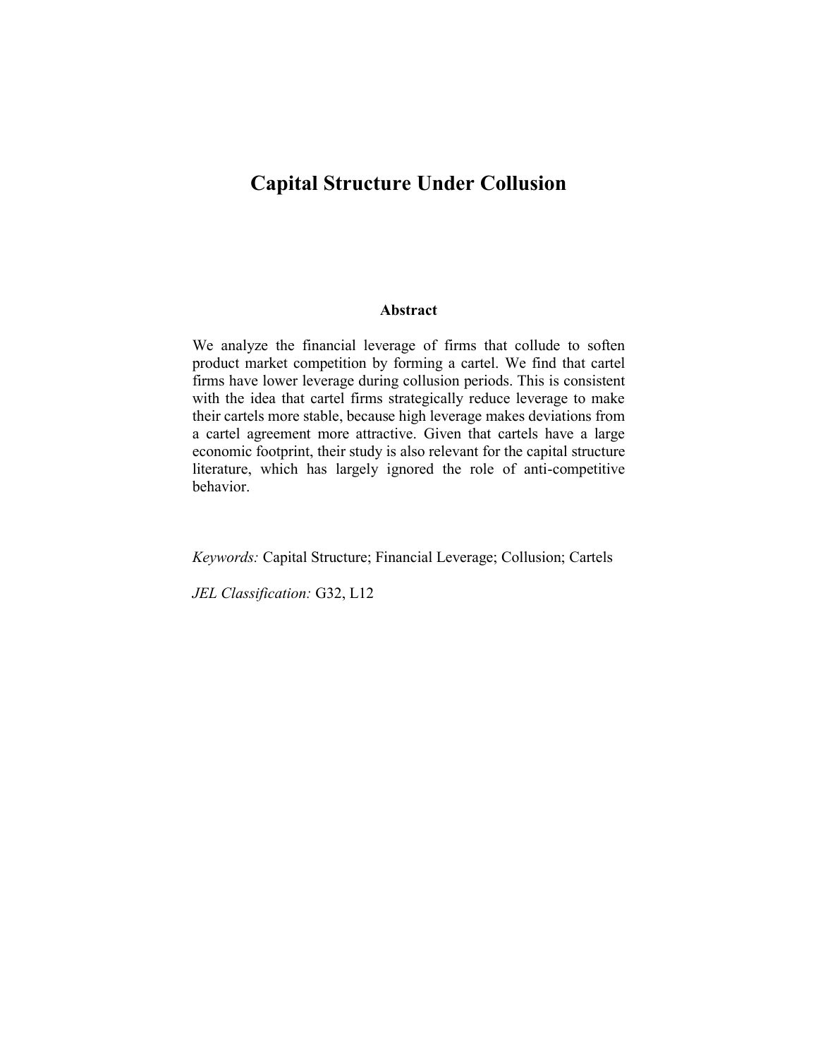# Capital Structure Under Collusion

**Abstract**

We analyze the financial leverage of firms that collude to soften product market competition by forming a cartel. We find that cartel firms have lower leverage during collusion periods. This is consistent with the idea that cartel firms strategically reduce leverage to make their cartels more stable, because high leverage makes deviations from a cartel agreement more attractive. Given that cartels have a large economic footprint, their study is also relevant for the capital structure literature, which has largely ignored the role of anti-competitive behavior.

*Keywords:* Capital Structure; Financial Leverage; Collusion; Cartels

*JEL Classification:* G32, L12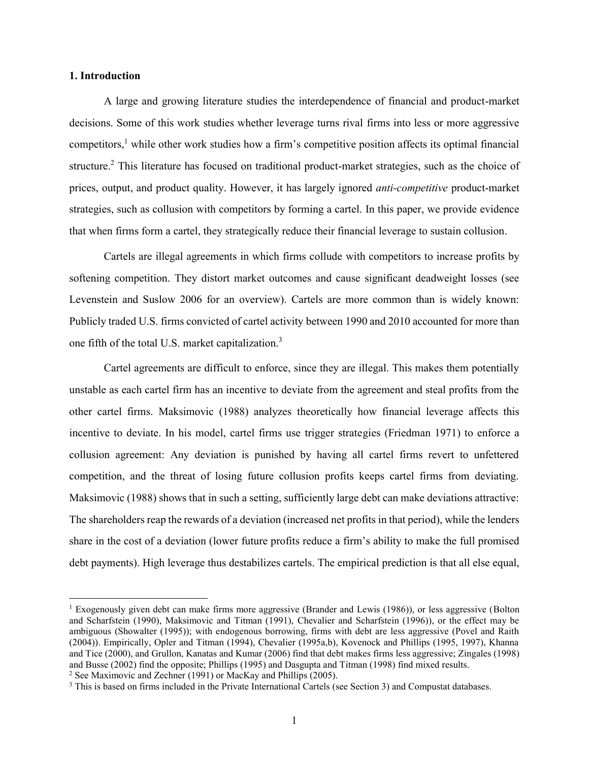## 1. Introduction

A large and growing literature studies the interdependence of financial and product-market decisions. Some of this work studies whether leverage turns rival firms into less or more aggressive competitors,[1] while other work studies how a firm's competitive position affects its optimal financial structure.[2] This literature has focused on traditional product-market strategies, such as the choice of prices, output, and product quality. However, it has largely ignored *anti-competitive* product-market strategies, such as collusion with competitors by forming a cartel. In this paper, we provide evidence that when firms form a cartel, they strategically reduce their financial leverage to sustain collusion.

Cartels are illegal agreements in which firms collude with competitors to increase profits by softening competition. They distort market outcomes and cause significant deadweight losses (see Levenstein and Suslow 2006 for an overview). Cartels are more common than is widely known: Publicly traded U.S. firms convicted of cartel activity between 1990 and 2010 accounted for more than one fifth of the total U.S. market capitalization.[3]

Cartel agreements are difficult to enforce, since they are illegal. This makes them potentially unstable as each cartel firm has an incentive to deviate from the agreement and steal profits from the other cartel firms. Maksimovic (1988) analyzes theoretically how financial leverage affects this incentive to deviate. In his model, cartel firms use trigger strategies (Friedman 1971) to enforce a collusion agreement: Any deviation is punished by having all cartel firms revert to unfettered competition, and the threat of losing future collusion profits keeps cartel firms from deviating. Maksimovic (1988) shows that in such a setting, sufficiently large debt can make deviations attractive: The shareholders reap the rewards of a deviation (increased net profits in that period), while the lenders share in the cost of a deviation (lower future profits reduce a firm's ability to make the full promised debt payments). High leverage thus destabilizes cartels. The empirical prediction is that all else equal,

[1] Exogenously given debt can make firms more aggressive (Brander and Lewis (1986)), or less aggressive (Bolton and Scharfstein (1990), Maksimovic and Titman (1991), Chevalier and Scharfstein (1996)), or the effect may be ambiguous (Showalter (1995)); with endogenous borrowing, firms with debt are less aggressive (Povel and Raith (2004)). Empirically, Opler and Titman (1994), Chevalier (1995a,b), Kovenock and Phillips (1995, 1997), Khanna and Tice (2000), and Grullon, Kanatas and Kumar (2006) find that debt makes firms less aggressive; Zingales (1998) and Busse (2002) find the opposite; Phillips (1995) and Dasgupta and Titman (1998) find mixed results.

[2] See Maximovic and Zechner (1991) or MacKay and Phillips (2005).

[3] This is based on firms included in the Private International Cartels (see Section 3) and Compustat databases.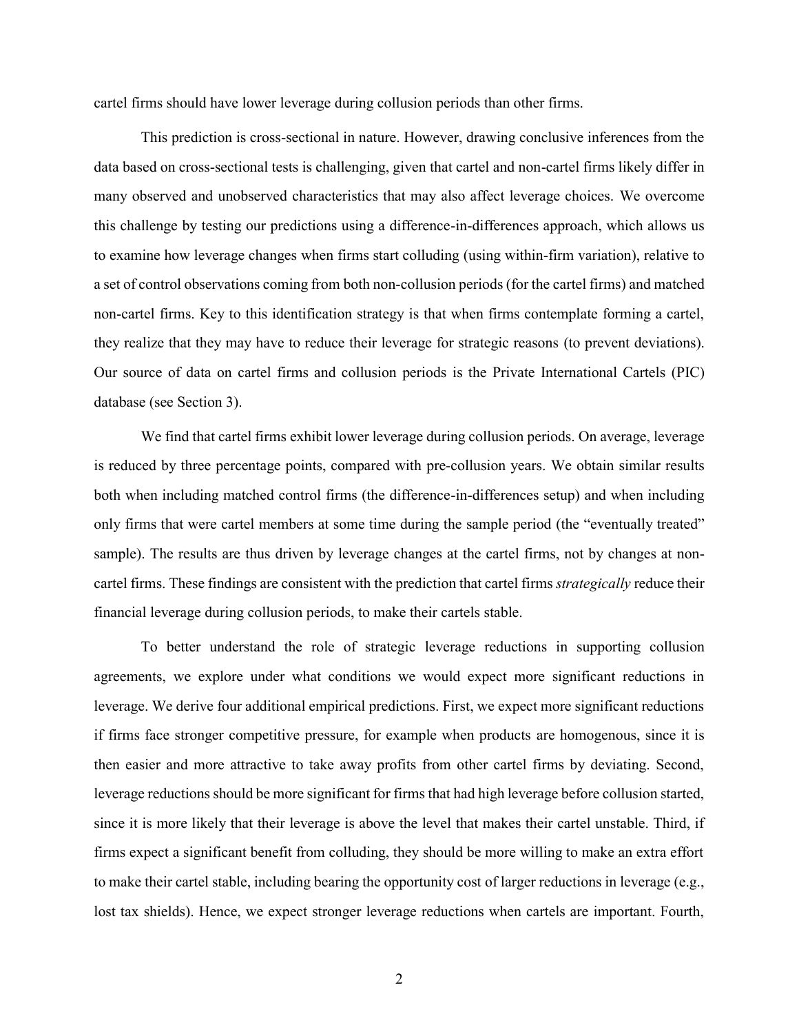cartel firms should have lower leverage during collusion periods than other firms.

This prediction is cross-sectional in nature. However, drawing conclusive inferences from the data based on cross-sectional tests is challenging, given that cartel and non-cartel firms likely differ in many observed and unobserved characteristics that may also affect leverage choices. We overcome this challenge by testing our predictions using a difference-in-differences approach, which allows us to examine how leverage changes when firms start colluding (using within-firm variation), relative to a set of control observations coming from both non-collusion periods (for the cartel firms) and matched non-cartel firms. Key to this identification strategy is that when firms contemplate forming a cartel, they realize that they may have to reduce their leverage for strategic reasons (to prevent deviations). Our source of data on cartel firms and collusion periods is the Private International Cartels (PIC) database (see Section 3).

We find that cartel firms exhibit lower leverage during collusion periods. On average, leverage is reduced by three percentage points, compared with pre-collusion years. We obtain similar results both when including matched control firms (the difference-in-differences setup) and when including only firms that were cartel members at some time during the sample period (the "eventually treated" sample). The results are thus driven by leverage changes at the cartel firms, not by changes at non-cartel firms. These findings are consistent with the prediction that cartel firms *strategically* reduce their financial leverage during collusion periods, to make their cartels stable.

To better understand the role of strategic leverage reductions in supporting collusion agreements, we explore under what conditions we would expect more significant reductions in leverage. We derive four additional empirical predictions. First, we expect more significant reductions if firms face stronger competitive pressure, for example when products are homogenous, since it is then easier and more attractive to take away profits from other cartel firms by deviating. Second, leverage reductions should be more significant for firms that had high leverage before collusion started, since it is more likely that their leverage is above the level that makes their cartel unstable. Third, if firms expect a significant benefit from colluding, they should be more willing to make an extra effort to make their cartel stable, including bearing the opportunity cost of larger reductions in leverage (e.g., lost tax shields). Hence, we expect stronger leverage reductions when cartels are important. Fourth,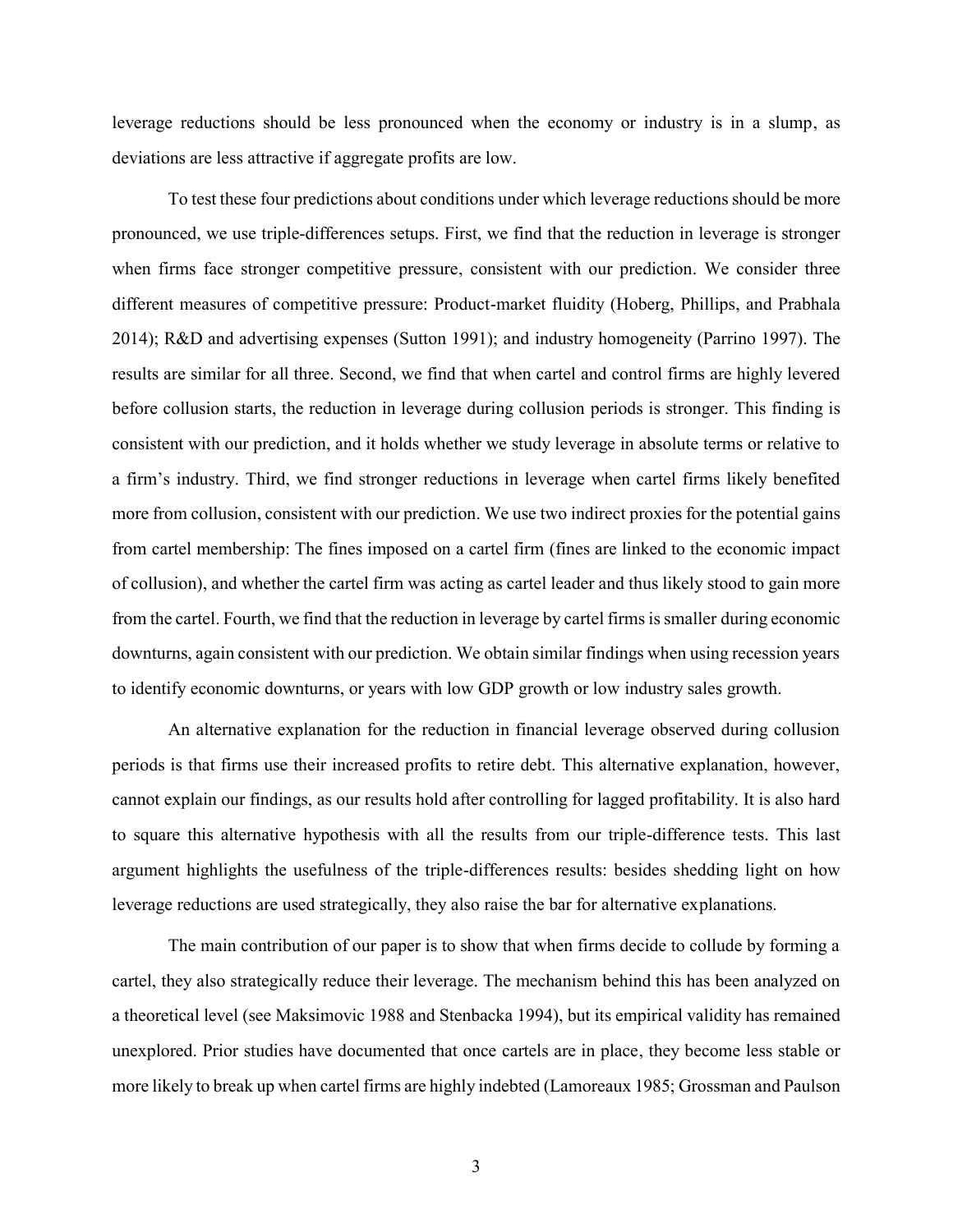leverage reductions should be less pronounced when the economy or industry is in a slump, as deviations are less attractive if aggregate profits are low.

To test these four predictions about conditions under which leverage reductions should be more pronounced, we use triple-differences setups. First, we find that the reduction in leverage is stronger when firms face stronger competitive pressure, consistent with our prediction. We consider three different measures of competitive pressure: Product-market fluidity (Hoberg, Phillips, and Prabhala 2014); R&D and advertising expenses (Sutton 1991); and industry homogeneity (Parrino 1997). The results are similar for all three. Second, we find that when cartel and control firms are highly levered before collusion starts, the reduction in leverage during collusion periods is stronger. This finding is consistent with our prediction, and it holds whether we study leverage in absolute terms or relative to a firm's industry. Third, we find stronger reductions in leverage when cartel firms likely benefited more from collusion, consistent with our prediction. We use two indirect proxies for the potential gains from cartel membership: The fines imposed on a cartel firm (fines are linked to the economic impact of collusion), and whether the cartel firm was acting as cartel leader and thus likely stood to gain more from the cartel. Fourth, we find that the reduction in leverage by cartel firms is smaller during economic downturns, again consistent with our prediction. We obtain similar findings when using recession years to identify economic downturns, or years with low GDP growth or low industry sales growth.

An alternative explanation for the reduction in financial leverage observed during collusion periods is that firms use their increased profits to retire debt. This alternative explanation, however, cannot explain our findings, as our results hold after controlling for lagged profitability. It is also hard to square this alternative hypothesis with all the results from our triple-difference tests. This last argument highlights the usefulness of the triple-differences results: besides shedding light on how leverage reductions are used strategically, they also raise the bar for alternative explanations.

The main contribution of our paper is to show that when firms decide to collude by forming a cartel, they also strategically reduce their leverage. The mechanism behind this has been analyzed on a theoretical level (see Maksimovic 1988 and Stenbacka 1994), but its empirical validity has remained unexplored. Prior studies have documented that once cartels are in place, they become less stable or more likely to break up when cartel firms are highly indebted (Lamoreaux 1985; Grossman and Paulson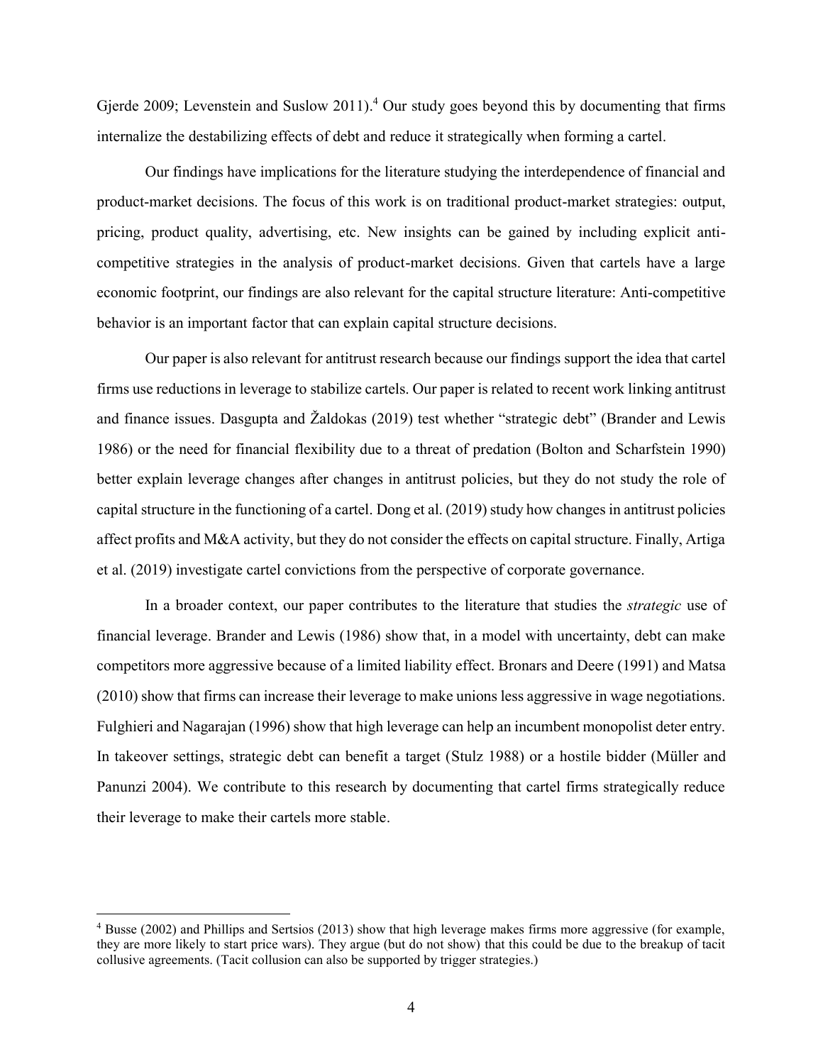Gjerde 2009; Levenstein and Suslow 2011).[4] Our study goes beyond this by documenting that firms internalize the destabilizing effects of debt and reduce it strategically when forming a cartel.

Our findings have implications for the literature studying the interdependence of financial and product-market decisions. The focus of this work is on traditional product-market strategies: output, pricing, product quality, advertising, etc. New insights can be gained by including explicit anti-competitive strategies in the analysis of product-market decisions. Given that cartels have a large economic footprint, our findings are also relevant for the capital structure literature: Anti-competitive behavior is an important factor that can explain capital structure decisions.

Our paper is also relevant for antitrust research because our findings support the idea that cartel firms use reductions in leverage to stabilize cartels. Our paper is related to recent work linking antitrust and finance issues. Dasgupta and Žaldokas (2019) test whether "strategic debt" (Brander and Lewis 1986) or the need for financial flexibility due to a threat of predation (Bolton and Scharfstein 1990) better explain leverage changes after changes in antitrust policies, but they do not study the role of capital structure in the functioning of a cartel. Dong et al. (2019) study how changes in antitrust policies affect profits and M&A activity, but they do not consider the effects on capital structure. Finally, Artiga et al. (2019) investigate cartel convictions from the perspective of corporate governance.

In a broader context, our paper contributes to the literature that studies the *strategic* use of financial leverage. Brander and Lewis (1986) show that, in a model with uncertainty, debt can make competitors more aggressive because of a limited liability effect. Bronars and Deere (1991) and Matsa (2010) show that firms can increase their leverage to make unions less aggressive in wage negotiations. Fulghieri and Nagarajan (1996) show that high leverage can help an incumbent monopolist deter entry. In takeover settings, strategic debt can benefit a target (Stulz 1988) or a hostile bidder (Müller and Panunzi 2004). We contribute to this research by documenting that cartel firms strategically reduce their leverage to make their cartels more stable.

[4] Busse (2002) and Phillips and Sertsios (2013) show that high leverage makes firms more aggressive (for example, they are more likely to start price wars). They argue (but do not show) that this could be due to the breakup of tacit collusive agreements. (Tacit collusion can also be supported by trigger strategies.)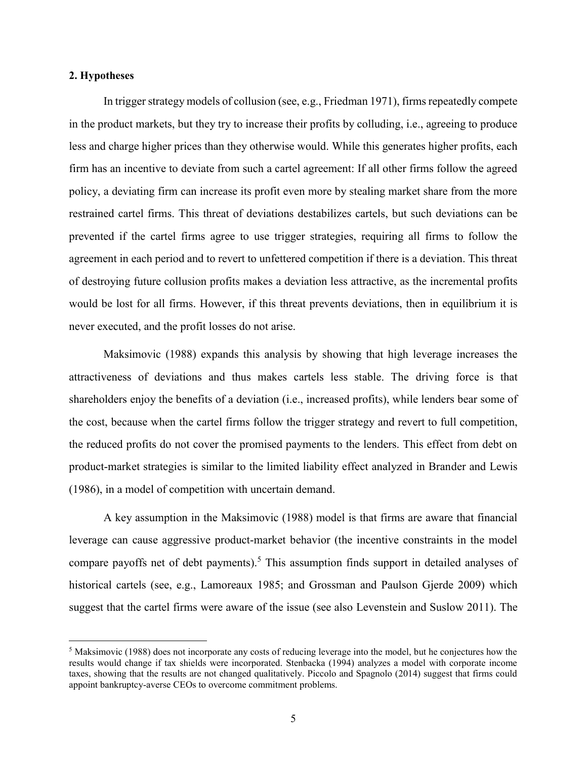## 2. Hypotheses

In trigger strategy models of collusion (see, e.g., Friedman 1971), firms repeatedly compete in the product markets, but they try to increase their profits by colluding, i.e., agreeing to produce less and charge higher prices than they otherwise would. While this generates higher profits, each firm has an incentive to deviate from such a cartel agreement: If all other firms follow the agreed policy, a deviating firm can increase its profit even more by stealing market share from the more restrained cartel firms. This threat of deviations destabilizes cartels, but such deviations can be prevented if the cartel firms agree to use trigger strategies, requiring all firms to follow the agreement in each period and to revert to unfettered competition if there is a deviation. This threat of destroying future collusion profits makes a deviation less attractive, as the incremental profits would be lost for all firms. However, if this threat prevents deviations, then in equilibrium it is never executed, and the profit losses do not arise.

Maksimovic (1988) expands this analysis by showing that high leverage increases the attractiveness of deviations and thus makes cartels less stable. The driving force is that shareholders enjoy the benefits of a deviation (i.e., increased profits), while lenders bear some of the cost, because when the cartel firms follow the trigger strategy and revert to full competition, the reduced profits do not cover the promised payments to the lenders. This effect from debt on product-market strategies is similar to the limited liability effect analyzed in Brander and Lewis (1986), in a model of competition with uncertain demand.

A key assumption in the Maksimovic (1988) model is that firms are aware that financial leverage can cause aggressive product-market behavior (the incentive constraints in the model compare payoffs net of debt payments).[5] This assumption finds support in detailed analyses of historical cartels (see, e.g., Lamoreaux 1985; and Grossman and Paulson Gjerde 2009) which suggest that the cartel firms were aware of the issue (see also Levenstein and Suslow 2011). The

[5] Maksimovic (1988) does not incorporate any costs of reducing leverage into the model, but he conjectures how the results would change if tax shields were incorporated. Stenbacka (1994) analyzes a model with corporate income taxes, showing that the results are not changed qualitatively. Piccolo and Spagnolo (2014) suggest that firms could appoint bankruptcy-averse CEOs to overcome commitment problems.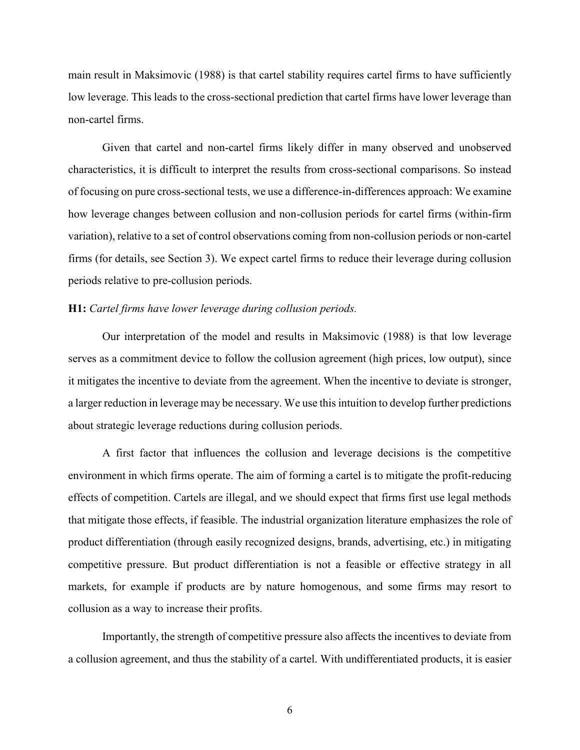main result in Maksimovic (1988) is that cartel stability requires cartel firms to have sufficiently low leverage. This leads to the cross-sectional prediction that cartel firms have lower leverage than non-cartel firms.

Given that cartel and non-cartel firms likely differ in many observed and unobserved characteristics, it is difficult to interpret the results from cross-sectional comparisons. So instead of focusing on pure cross-sectional tests, we use a difference-in-differences approach: We examine how leverage changes between collusion and non-collusion periods for cartel firms (within-firm variation), relative to a set of control observations coming from non-collusion periods or non-cartel firms (for details, see Section 3). We expect cartel firms to reduce their leverage during collusion periods relative to pre-collusion periods.

**H1:** *Cartel firms have lower leverage during collusion periods.*

Our interpretation of the model and results in Maksimovic (1988) is that low leverage serves as a commitment device to follow the collusion agreement (high prices, low output), since it mitigates the incentive to deviate from the agreement. When the incentive to deviate is stronger, a larger reduction in leverage may be necessary. We use this intuition to develop further predictions about strategic leverage reductions during collusion periods.

A first factor that influences the collusion and leverage decisions is the competitive environment in which firms operate. The aim of forming a cartel is to mitigate the profit-reducing effects of competition. Cartels are illegal, and we should expect that firms first use legal methods that mitigate those effects, if feasible. The industrial organization literature emphasizes the role of product differentiation (through easily recognized designs, brands, advertising, etc.) in mitigating competitive pressure. But product differentiation is not a feasible or effective strategy in all markets, for example if products are by nature homogenous, and some firms may resort to collusion as a way to increase their profits.

Importantly, the strength of competitive pressure also affects the incentives to deviate from a collusion agreement, and thus the stability of a cartel. With undifferentiated products, it is easier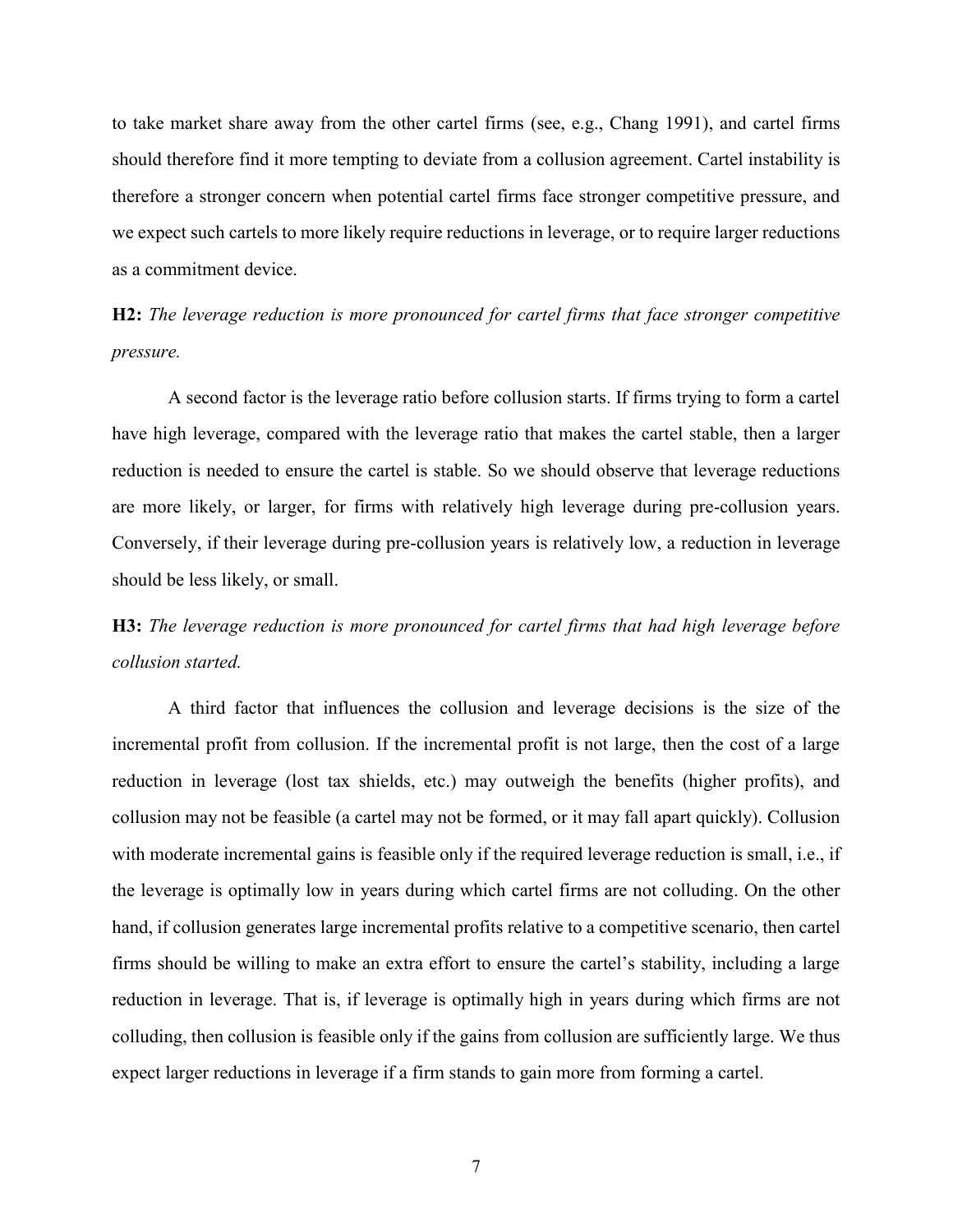to take market share away from the other cartel firms (see, e.g., Chang 1991), and cartel firms should therefore find it more tempting to deviate from a collusion agreement. Cartel instability is therefore a stronger concern when potential cartel firms face stronger competitive pressure, and we expect such cartels to more likely require reductions in leverage, or to require larger reductions as a commitment device.

**H2:** *The leverage reduction is more pronounced for cartel firms that face stronger competitive pressure.*

A second factor is the leverage ratio before collusion starts. If firms trying to form a cartel have high leverage, compared with the leverage ratio that makes the cartel stable, then a larger reduction is needed to ensure the cartel is stable. So we should observe that leverage reductions are more likely, or larger, for firms with relatively high leverage during pre-collusion years. Conversely, if their leverage during pre-collusion years is relatively low, a reduction in leverage should be less likely, or small.

**H3:** *The leverage reduction is more pronounced for cartel firms that had high leverage before collusion started.*

A third factor that influences the collusion and leverage decisions is the size of the incremental profit from collusion. If the incremental profit is not large, then the cost of a large reduction in leverage (lost tax shields, etc.) may outweigh the benefits (higher profits), and collusion may not be feasible (a cartel may not be formed, or it may fall apart quickly). Collusion with moderate incremental gains is feasible only if the required leverage reduction is small, i.e., if the leverage is optimally low in years during which cartel firms are not colluding. On the other hand, if collusion generates large incremental profits relative to a competitive scenario, then cartel firms should be willing to make an extra effort to ensure the cartel's stability, including a large reduction in leverage. That is, if leverage is optimally high in years during which firms are not colluding, then collusion is feasible only if the gains from collusion are sufficiently large. We thus expect larger reductions in leverage if a firm stands to gain more from forming a cartel.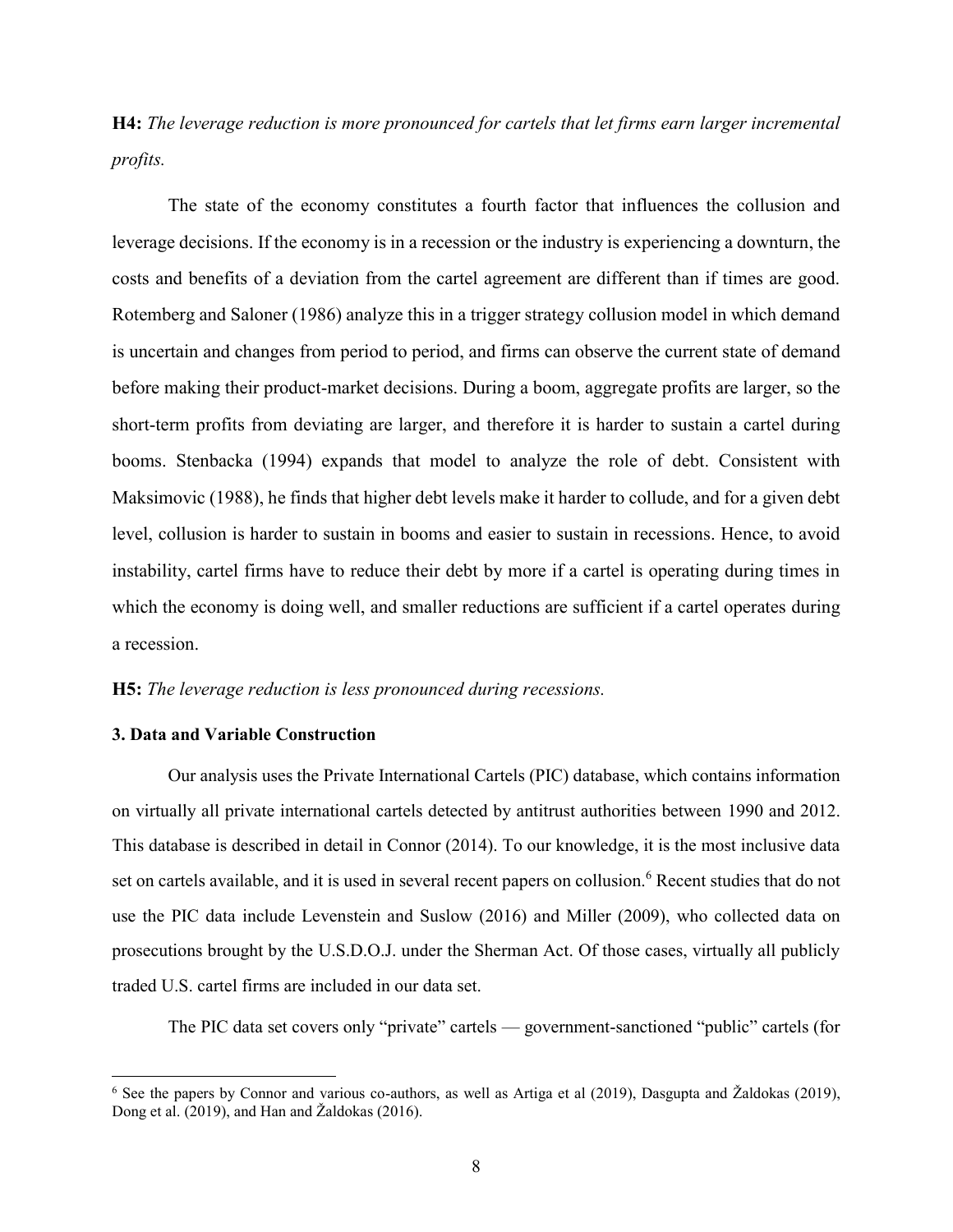**H4:** *The leverage reduction is more pronounced for cartels that let firms earn larger incremental profits.*

The state of the economy constitutes a fourth factor that influences the collusion and leverage decisions. If the economy is in a recession or the industry is experiencing a downturn, the costs and benefits of a deviation from the cartel agreement are different than if times are good. Rotemberg and Saloner (1986) analyze this in a trigger strategy collusion model in which demand is uncertain and changes from period to period, and firms can observe the current state of demand before making their product-market decisions. During a boom, aggregate profits are larger, so the short-term profits from deviating are larger, and therefore it is harder to sustain a cartel during booms. Stenbacka (1994) expands that model to analyze the role of debt. Consistent with Maksimovic (1988), he finds that higher debt levels make it harder to collude, and for a given debt level, collusion is harder to sustain in booms and easier to sustain in recessions. Hence, to avoid instability, cartel firms have to reduce their debt by more if a cartel is operating during times in which the economy is doing well, and smaller reductions are sufficient if a cartel operates during a recession.

**H5:** *The leverage reduction is less pronounced during recessions.*

### 3. Data and Variable Construction

Our analysis uses the Private International Cartels (PIC) database, which contains information on virtually all private international cartels detected by antitrust authorities between 1990 and 2012. This database is described in detail in Connor (2014). To our knowledge, it is the most inclusive data set on cartels available, and it is used in several recent papers on collusion.[6] Recent studies that do not use the PIC data include Levenstein and Suslow (2016) and Miller (2009), who collected data on prosecutions brought by the U.S.D.O.J. under the Sherman Act. Of those cases, virtually all publicly traded U.S. cartel firms are included in our data set.

The PIC data set covers only "private" cartels — government-sanctioned "public" cartels (for

[6] See the papers by Connor and various co-authors, as well as Artiga et al (2019), Dasgupta and Žaldokas (2019), Dong et al. (2019), and Han and Žaldokas (2016).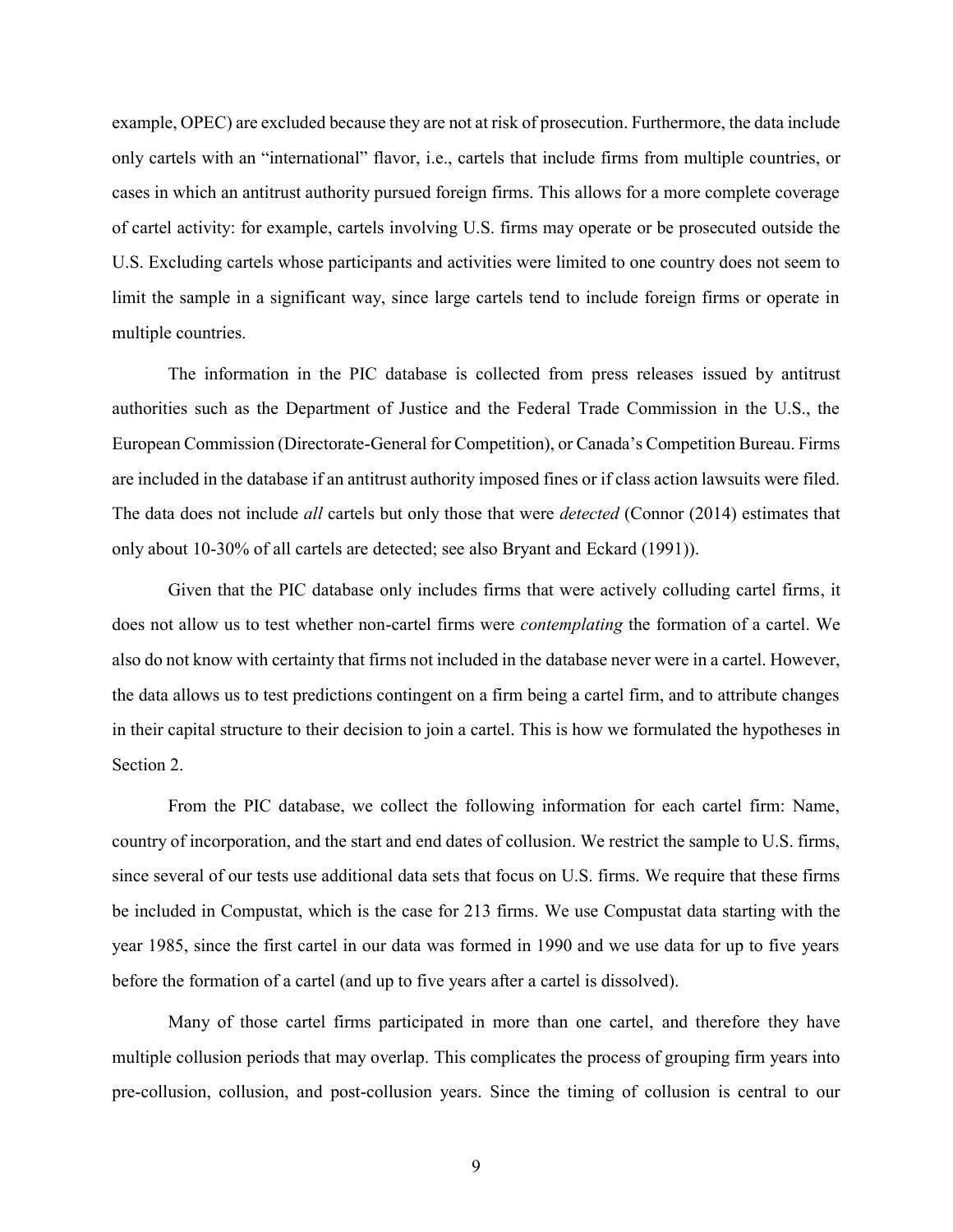example, OPEC) are excluded because they are not at risk of prosecution. Furthermore, the data include only cartels with an "international" flavor, i.e., cartels that include firms from multiple countries, or cases in which an antitrust authority pursued foreign firms. This allows for a more complete coverage of cartel activity: for example, cartels involving U.S. firms may operate or be prosecuted outside the U.S. Excluding cartels whose participants and activities were limited to one country does not seem to limit the sample in a significant way, since large cartels tend to include foreign firms or operate in multiple countries.

The information in the PIC database is collected from press releases issued by antitrust authorities such as the Department of Justice and the Federal Trade Commission in the U.S., the European Commission (Directorate-General for Competition), or Canada's Competition Bureau. Firms are included in the database if an antitrust authority imposed fines or if class action lawsuits were filed. The data does not include *all* cartels but only those that were *detected* (Connor (2014) estimates that only about 10-30% of all cartels are detected; see also Bryant and Eckard (1991)).

Given that the PIC database only includes firms that were actively colluding cartel firms, it does not allow us to test whether non-cartel firms were *contemplating* the formation of a cartel. We also do not know with certainty that firms not included in the database never were in a cartel. However, the data allows us to test predictions contingent on a firm being a cartel firm, and to attribute changes in their capital structure to their decision to join a cartel. This is how we formulated the hypotheses in Section 2.

From the PIC database, we collect the following information for each cartel firm: Name, country of incorporation, and the start and end dates of collusion. We restrict the sample to U.S. firms, since several of our tests use additional data sets that focus on U.S. firms. We require that these firms be included in Compustat, which is the case for 213 firms. We use Compustat data starting with the year 1985, since the first cartel in our data was formed in 1990 and we use data for up to five years before the formation of a cartel (and up to five years after a cartel is dissolved).

Many of those cartel firms participated in more than one cartel, and therefore they have multiple collusion periods that may overlap. This complicates the process of grouping firm years into pre-collusion, collusion, and post-collusion years. Since the timing of collusion is central to our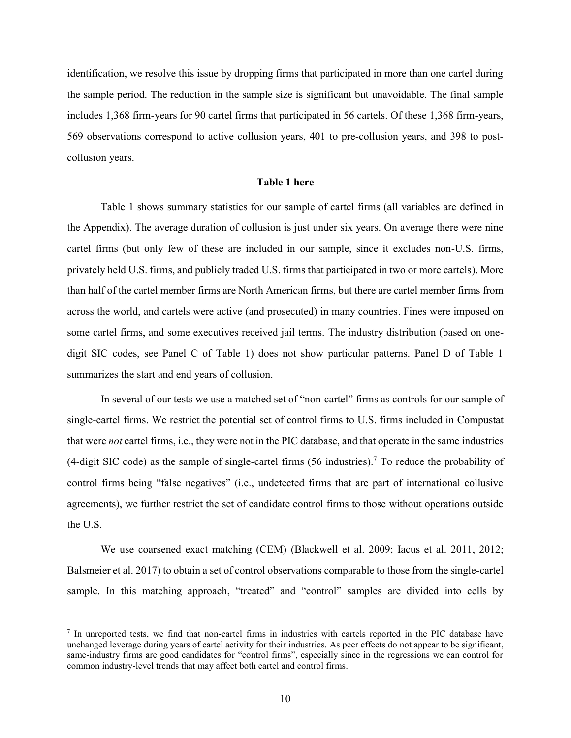identification, we resolve this issue by dropping firms that participated in more than one cartel during the sample period. The reduction in the sample size is significant but unavoidable. The final sample includes 1,368 firm-years for 90 cartel firms that participated in 56 cartels. Of these 1,368 firm-years, 569 observations correspond to active collusion years, 401 to pre-collusion years, and 398 to post-collusion years.

**Table 1 here**

Table 1 shows summary statistics for our sample of cartel firms (all variables are defined in the Appendix). The average duration of collusion is just under six years. On average there were nine cartel firms (but only few of these are included in our sample, since it excludes non-U.S. firms, privately held U.S. firms, and publicly traded U.S. firms that participated in two or more cartels). More than half of the cartel member firms are North American firms, but there are cartel member firms from across the world, and cartels were active (and prosecuted) in many countries. Fines were imposed on some cartel firms, and some executives received jail terms. The industry distribution (based on one-digit SIC codes, see Panel C of Table 1) does not show particular patterns. Panel D of Table 1 summarizes the start and end years of collusion.

In several of our tests we use a matched set of "non-cartel" firms as controls for our sample of single-cartel firms. We restrict the potential set of control firms to U.S. firms included in Compustat that were *not* cartel firms, i.e., they were not in the PIC database, and that operate in the same industries (4-digit SIC code) as the sample of single-cartel firms (56 industries).[7] To reduce the probability of control firms being "false negatives" (i.e., undetected firms that are part of international collusive agreements), we further restrict the set of candidate control firms to those without operations outside the U.S.

We use coarsened exact matching (CEM) (Blackwell et al. 2009; Iacus et al. 2011, 2012; Balsmeier et al. 2017) to obtain a set of control observations comparable to those from the single-cartel sample. In this matching approach, "treated" and "control" samples are divided into cells by

[7] In unreported tests, we find that non-cartel firms in industries with cartels reported in the PIC database have unchanged leverage during years of cartel activity for their industries. As peer effects do not appear to be significant, same-industry firms are good candidates for "control firms", especially since in the regressions we can control for common industry-level trends that may affect both cartel and control firms.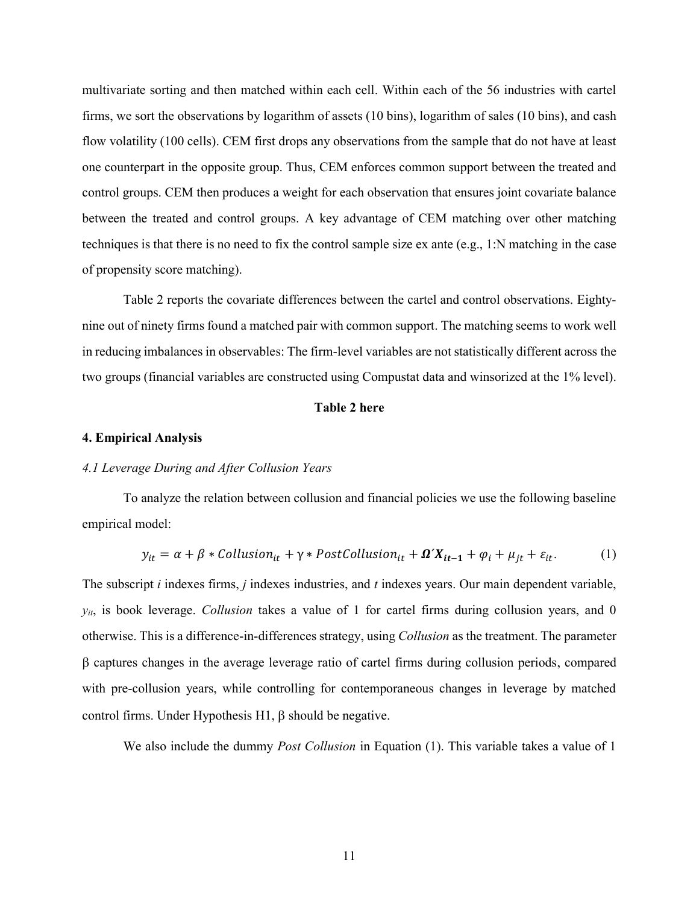multivariate sorting and then matched within each cell. Within each of the 56 industries with cartel firms, we sort the observations by logarithm of assets (10 bins), logarithm of sales (10 bins), and cash flow volatility (100 cells). CEM first drops any observations from the sample that do not have at least one counterpart in the opposite group. Thus, CEM enforces common support between the treated and control groups. CEM then produces a weight for each observation that ensures joint covariate balance between the treated and control groups. A key advantage of CEM matching over other matching techniques is that there is no need to fix the control sample size ex ante (e.g., 1:N matching in the case of propensity score matching).

Table 2 reports the covariate differences between the cartel and control observations. Eighty-nine out of ninety firms found a matched pair with common support. The matching seems to work well in reducing imbalances in observables: The firm-level variables are not statistically different across the two groups (financial variables are constructed using Compustat data and winsorized at the 1% level).

**Table 2 here**

## 4. Empirical Analysis

### *4.1 Leverage During and After Collusion Years*

To analyze the relation between collusion and financial policies we use the following baseline empirical model:

$$y_{it} = \alpha + \beta * Collusion_{it} + \gamma * PostCollusion_{it} + \boldsymbol{\Omega' X_{it-1}} + \varphi_i + \mu_{jt} + \varepsilon_{it}. \tag{1}$$

The subscript *i* indexes firms, *j* indexes industries, and *t* indexes years. Our main dependent variable, $y_{it}$, is book leverage. *Collusion* takes a value of 1 for cartel firms during collusion years, and 0 otherwise. This is a difference-in-differences strategy, using *Collusion* as the treatment. The parameter $\beta$ captures changes in the average leverage ratio of cartel firms during collusion periods, compared with pre-collusion years, while controlling for contemporaneous changes in leverage by matched control firms. Under Hypothesis H1, $\beta$ should be negative.

We also include the dummy *Post Collusion* in Equation (1). This variable takes a value of 1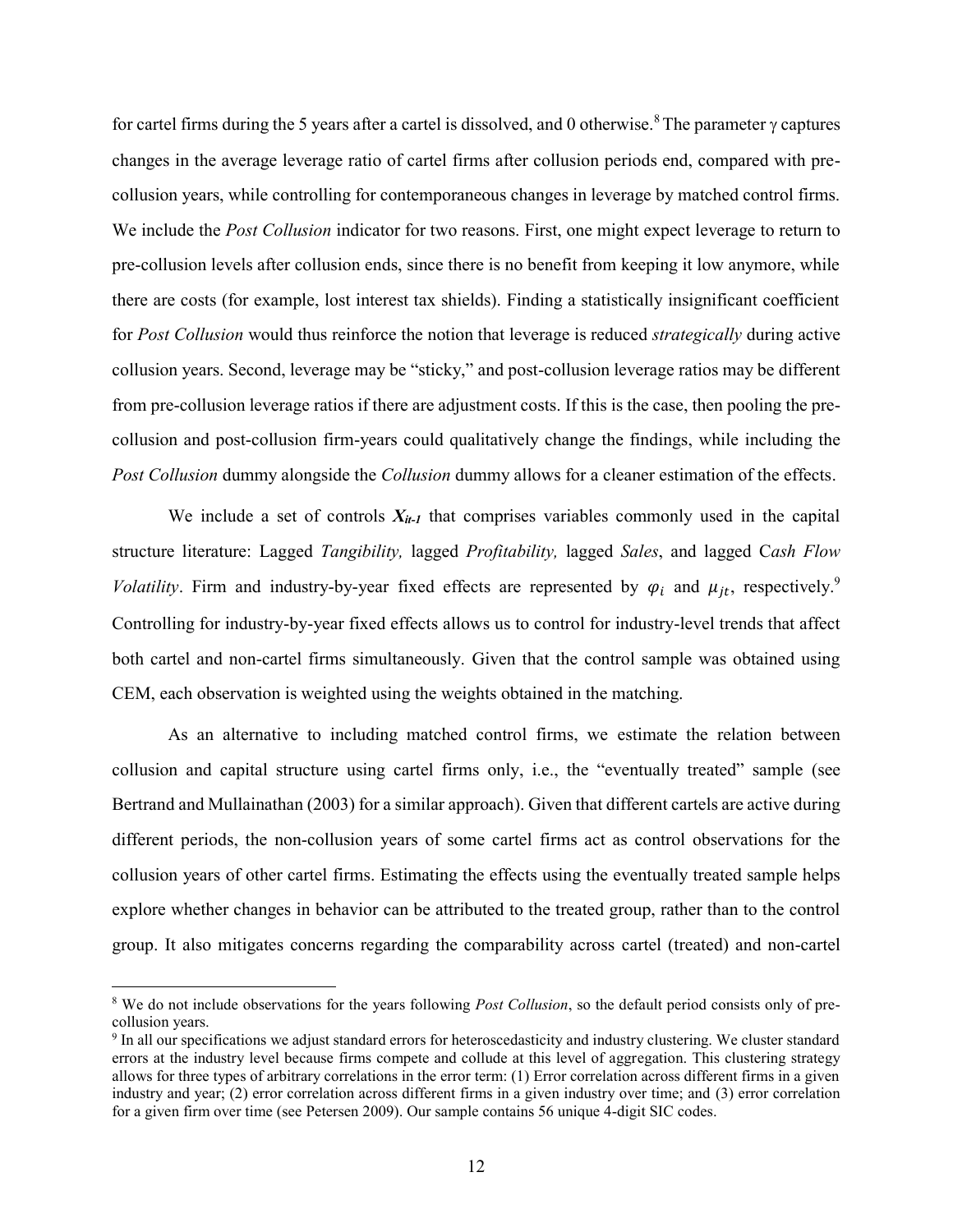for cartel firms during the 5 years after a cartel is dissolved, and 0 otherwise.[8] The parameter $\gamma$ captures changes in the average leverage ratio of cartel firms after collusion periods end, compared with pre-collusion years, while controlling for contemporaneous changes in leverage by matched control firms. We include the *Post Collusion* indicator for two reasons. First, one might expect leverage to return to pre-collusion levels after collusion ends, since there is no benefit from keeping it low anymore, while there are costs (for example, lost interest tax shields). Finding a statistically insignificant coefficient for *Post Collusion* would thus reinforce the notion that leverage is reduced *strategically* during active collusion years. Second, leverage may be "sticky," and post-collusion leverage ratios may be different from pre-collusion leverage ratios if there are adjustment costs. If this is the case, then pooling the pre-collusion and post-collusion firm-years could qualitatively change the findings, while including the *Post Collusion* dummy alongside the *Collusion* dummy allows for a cleaner estimation of the effects.

We include a set of controls $\boldsymbol{X_{it-1}}$ that comprises variables commonly used in the capital structure literature: Lagged *Tangibility,* lagged *Profitability,* lagged *Sales*, and lagged C*ash Flow Volatility*. Firm and industry-by-year fixed effects are represented by $\varphi_i$ and $\mu_{jt}$, respectively.[9] Controlling for industry-by-year fixed effects allows us to control for industry-level trends that affect both cartel and non-cartel firms simultaneously. Given that the control sample was obtained using CEM, each observation is weighted using the weights obtained in the matching.

As an alternative to including matched control firms, we estimate the relation between collusion and capital structure using cartel firms only, i.e., the "eventually treated" sample (see Bertrand and Mullainathan (2003) for a similar approach). Given that different cartels are active during different periods, the non-collusion years of some cartel firms act as control observations for the collusion years of other cartel firms. Estimating the effects using the eventually treated sample helps explore whether changes in behavior can be attributed to the treated group, rather than to the control group. It also mitigates concerns regarding the comparability across cartel (treated) and non-cartel

[8] We do not include observations for the years following *Post Collusion*, so the default period consists only of pre-collusion years.

[9] In all our specifications we adjust standard errors for heteroscedasticity and industry clustering. We cluster standard errors at the industry level because firms compete and collude at this level of aggregation. This clustering strategy allows for three types of arbitrary correlations in the error term: (1) Error correlation across different firms in a given industry and year; (2) error correlation across different firms in a given industry over time; and (3) error correlation for a given firm over time (see Petersen 2009). Our sample contains 56 unique 4-digit SIC codes.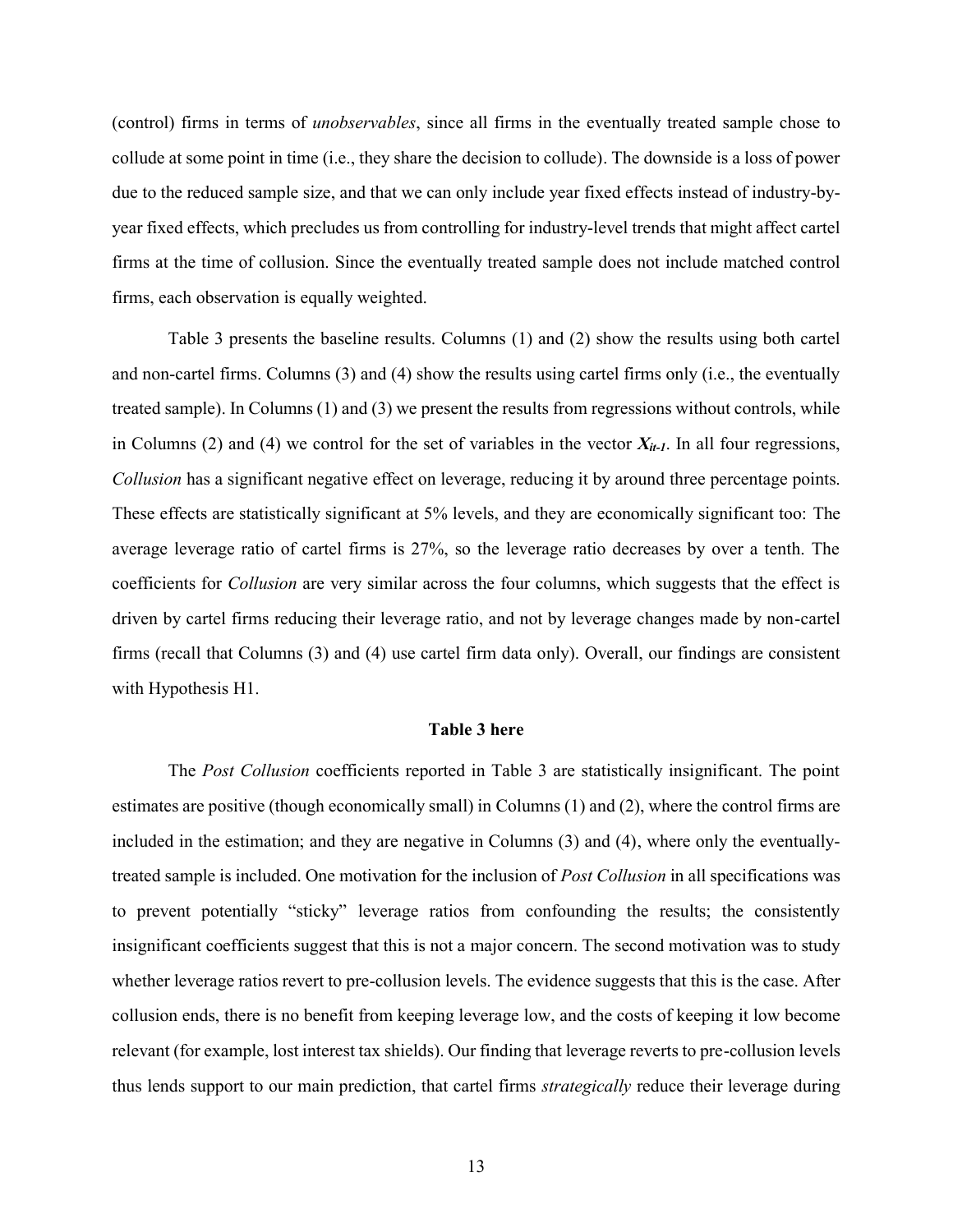(control) firms in terms of *unobservables*, since all firms in the eventually treated sample chose to collude at some point in time (i.e., they share the decision to collude). The downside is a loss of power due to the reduced sample size, and that we can only include year fixed effects instead of industry-by-year fixed effects, which precludes us from controlling for industry-level trends that might affect cartel firms at the time of collusion. Since the eventually treated sample does not include matched control firms, each observation is equally weighted.

Table 3 presents the baseline results. Columns (1) and (2) show the results using both cartel and non-cartel firms. Columns (3) and (4) show the results using cartel firms only (i.e., the eventually treated sample). In Columns (1) and (3) we present the results from regressions without controls, while in Columns (2) and (4) we control for the set of variables in the vector $\boldsymbol{X_{it-1}}$. In all four regressions, *Collusion* has a significant negative effect on leverage, reducing it by around three percentage points. These effects are statistically significant at 5% levels, and they are economically significant too: The average leverage ratio of cartel firms is 27%, so the leverage ratio decreases by over a tenth. The coefficients for *Collusion* are very similar across the four columns, which suggests that the effect is driven by cartel firms reducing their leverage ratio, and not by leverage changes made by non-cartel firms (recall that Columns (3) and (4) use cartel firm data only). Overall, our findings are consistent with Hypothesis H1.

**Table 3 here**

The *Post Collusion* coefficients reported in Table 3 are statistically insignificant. The point estimates are positive (though economically small) in Columns (1) and (2), where the control firms are included in the estimation; and they are negative in Columns (3) and (4), where only the eventually-treated sample is included. One motivation for the inclusion of *Post Collusion* in all specifications was to prevent potentially "sticky" leverage ratios from confounding the results; the consistently insignificant coefficients suggest that this is not a major concern. The second motivation was to study whether leverage ratios revert to pre-collusion levels. The evidence suggests that this is the case. After collusion ends, there is no benefit from keeping leverage low, and the costs of keeping it low become relevant (for example, lost interest tax shields). Our finding that leverage reverts to pre-collusion levels thus lends support to our main prediction, that cartel firms *strategically* reduce their leverage during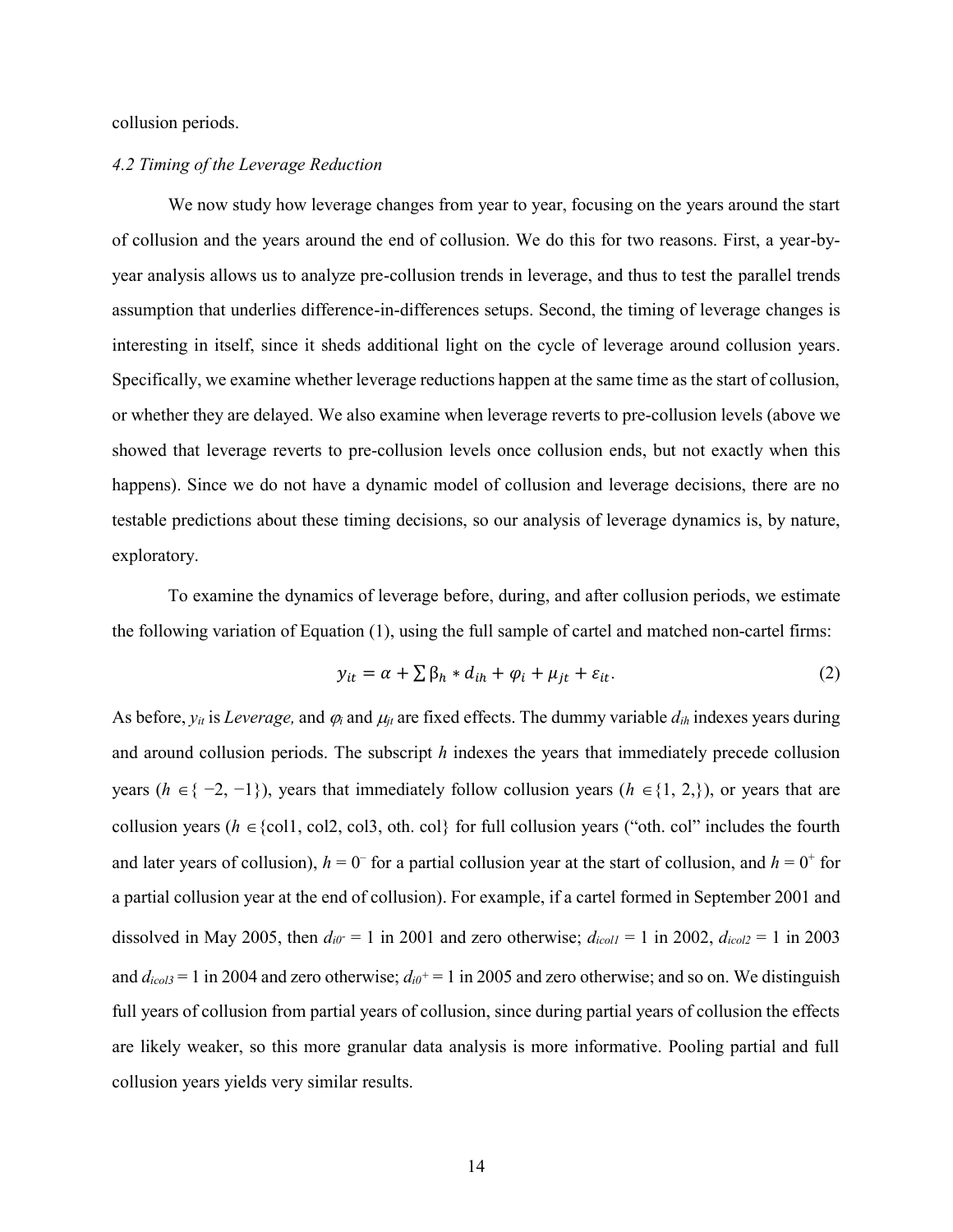collusion periods.

### *4.2 Timing of the Leverage Reduction*

We now study how leverage changes from year to year, focusing on the years around the start of collusion and the years around the end of collusion. We do this for two reasons. First, a year-by-year analysis allows us to analyze pre-collusion trends in leverage, and thus to test the parallel trends assumption that underlies difference-in-differences setups. Second, the timing of leverage changes is interesting in itself, since it sheds additional light on the cycle of leverage around collusion years. Specifically, we examine whether leverage reductions happen at the same time as the start of collusion, or whether they are delayed. We also examine when leverage reverts to pre-collusion levels (above we showed that leverage reverts to pre-collusion levels once collusion ends, but not exactly when this happens). Since we do not have a dynamic model of collusion and leverage decisions, there are no testable predictions about these timing decisions, so our analysis of leverage dynamics is, by nature, exploratory.

To examine the dynamics of leverage before, during, and after collusion periods, we estimate the following variation of Equation (1), using the full sample of cartel and matched non-cartel firms:

$$y_{it} = \alpha + \sum \beta_h * d_{ih} + \varphi_i + \mu_{jt} + \varepsilon_{it}. \tag{2}$$

As before, $y_{it}$ is *Leverage,* and $\varphi_i$ and $\mu_{jt}$ are fixed effects. The dummy variable $d_{ih}$ indexes years during and around collusion periods. The subscript $h$ indexes the years that immediately precede collusion years ($h \in \{-2, -1\}$), years that immediately follow collusion years ($h \in \{1, 2,\}$), or years that are collusion years ($h \in$ {col1, col2, col3, oth. col} for full collusion years ("oth. col" includes the fourth and later years of collusion), $h = 0^-$ for a partial collusion year at the start of collusion, and $h = 0^+$ for a partial collusion year at the end of collusion). For example, if a cartel formed in September 2001 and dissolved in May 2005, then $d_{i0^-} = 1$ in 2001 and zero otherwise; $d_{icol1} = 1$ in 2002, $d_{icol2} = 1$ in 2003 and $d_{icol3} = 1$ in 2004 and zero otherwise; $d_{i0^+} = 1$ in 2005 and zero otherwise; and so on. We distinguish full years of collusion from partial years of collusion, since during partial years of collusion the effects are likely weaker, so this more granular data analysis is more informative. Pooling partial and full collusion years yields very similar results.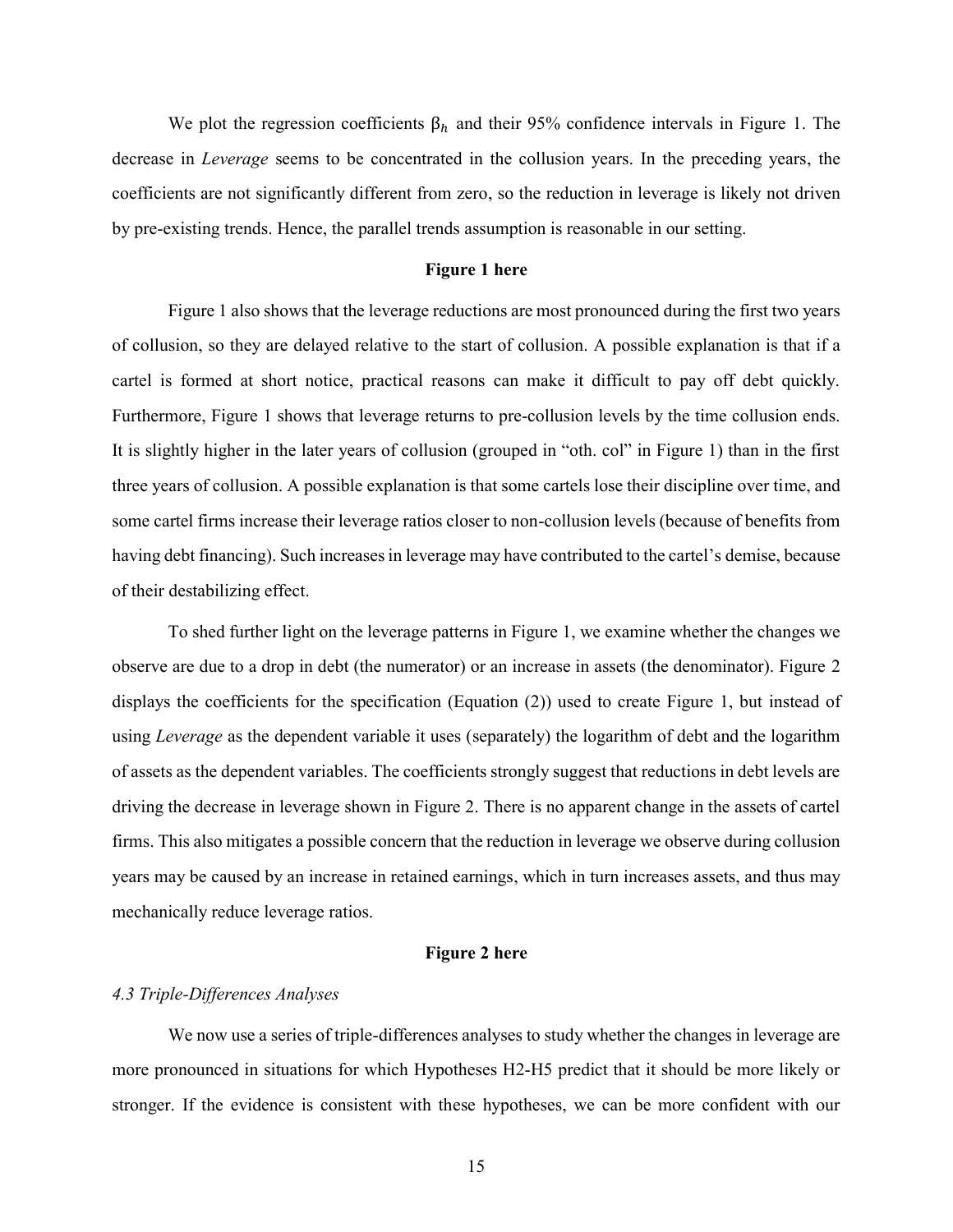We plot the regression coefficients $\beta_h$ and their 95% confidence intervals in Figure 1. The decrease in *Leverage* seems to be concentrated in the collusion years. In the preceding years, the coefficients are not significantly different from zero, so the reduction in leverage is likely not driven by pre-existing trends. Hence, the parallel trends assumption is reasonable in our setting.

**Figure 1 here**

Figure 1 also shows that the leverage reductions are most pronounced during the first two years of collusion, so they are delayed relative to the start of collusion. A possible explanation is that if a cartel is formed at short notice, practical reasons can make it difficult to pay off debt quickly. Furthermore, Figure 1 shows that leverage returns to pre-collusion levels by the time collusion ends. It is slightly higher in the later years of collusion (grouped in "oth. col" in Figure 1) than in the first three years of collusion. A possible explanation is that some cartels lose their discipline over time, and some cartel firms increase their leverage ratios closer to non-collusion levels (because of benefits from having debt financing). Such increases in leverage may have contributed to the cartel's demise, because of their destabilizing effect.

To shed further light on the leverage patterns in Figure 1, we examine whether the changes we observe are due to a drop in debt (the numerator) or an increase in assets (the denominator). Figure 2 displays the coefficients for the specification (Equation (2)) used to create Figure 1, but instead of using *Leverage* as the dependent variable it uses (separately) the logarithm of debt and the logarithm of assets as the dependent variables. The coefficients strongly suggest that reductions in debt levels are driving the decrease in leverage shown in Figure 2. There is no apparent change in the assets of cartel firms. This also mitigates a possible concern that the reduction in leverage we observe during collusion years may be caused by an increase in retained earnings, which in turn increases assets, and thus may mechanically reduce leverage ratios.

**Figure 2 here**

### *4.3 Triple-Differences Analyses*

We now use a series of triple-differences analyses to study whether the changes in leverage are more pronounced in situations for which Hypotheses H2-H5 predict that it should be more likely or stronger. If the evidence is consistent with these hypotheses, we can be more confident with our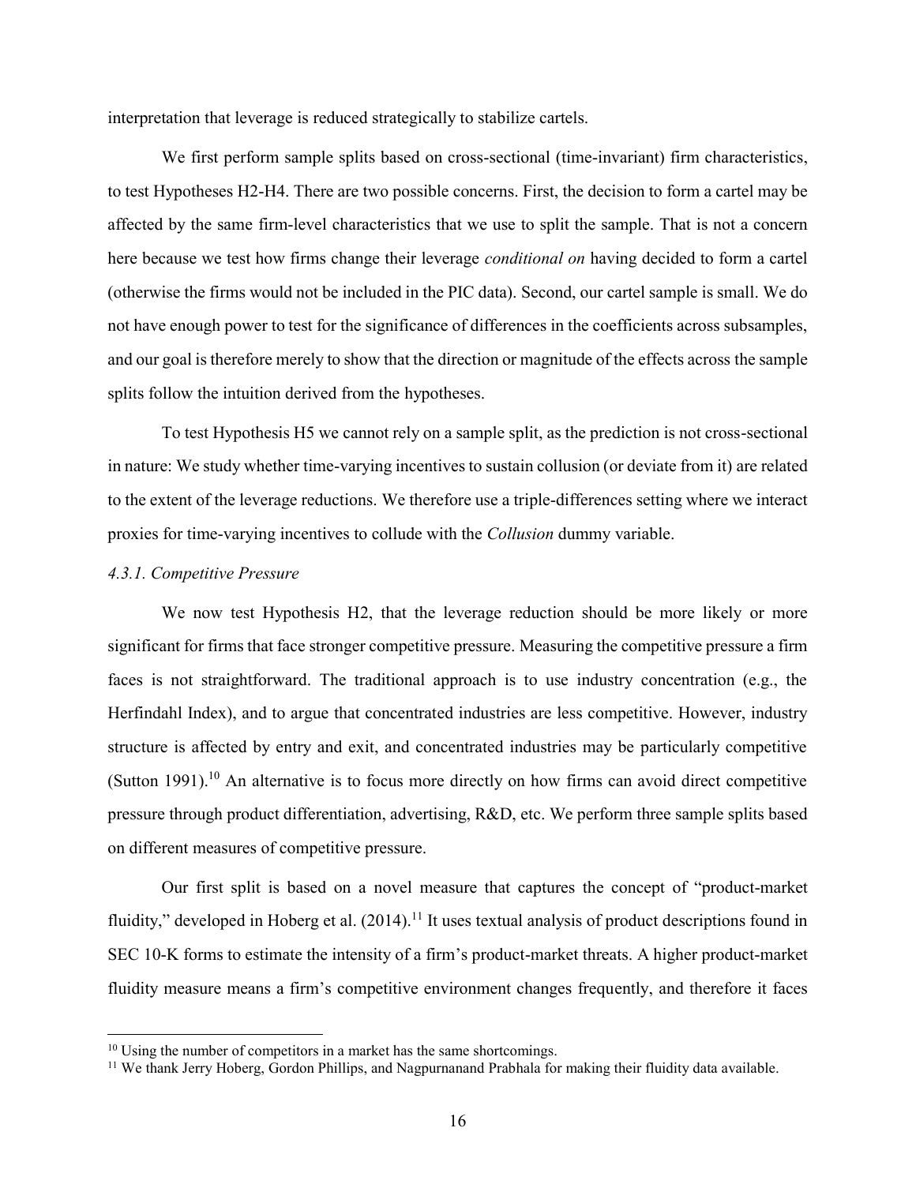interpretation that leverage is reduced strategically to stabilize cartels.

We first perform sample splits based on cross-sectional (time-invariant) firm characteristics, to test Hypotheses H2-H4. There are two possible concerns. First, the decision to form a cartel may be affected by the same firm-level characteristics that we use to split the sample. That is not a concern here because we test how firms change their leverage *conditional on* having decided to form a cartel (otherwise the firms would not be included in the PIC data). Second, our cartel sample is small. We do not have enough power to test for the significance of differences in the coefficients across subsamples, and our goal is therefore merely to show that the direction or magnitude of the effects across the sample splits follow the intuition derived from the hypotheses.

To test Hypothesis H5 we cannot rely on a sample split, as the prediction is not cross-sectional in nature: We study whether time-varying incentives to sustain collusion (or deviate from it) are related to the extent of the leverage reductions. We therefore use a triple-differences setting where we interact proxies for time-varying incentives to collude with the *Collusion* dummy variable.

#### *4.3.1. Competitive Pressure*

We now test Hypothesis H2, that the leverage reduction should be more likely or more significant for firms that face stronger competitive pressure. Measuring the competitive pressure a firm faces is not straightforward. The traditional approach is to use industry concentration (e.g., the Herfindahl Index), and to argue that concentrated industries are less competitive. However, industry structure is affected by entry and exit, and concentrated industries may be particularly competitive (Sutton 1991).[10] An alternative is to focus more directly on how firms can avoid direct competitive pressure through product differentiation, advertising, R&D, etc. We perform three sample splits based on different measures of competitive pressure.

Our first split is based on a novel measure that captures the concept of "product-market fluidity," developed in Hoberg et al. (2014).[11] It uses textual analysis of product descriptions found in SEC 10-K forms to estimate the intensity of a firm's product-market threats. A higher product-market fluidity measure means a firm's competitive environment changes frequently, and therefore it faces

[10] Using the number of competitors in a market has the same shortcomings.

[11] We thank Jerry Hoberg, Gordon Phillips, and Nagpurnanand Prabhala for making their fluidity data available.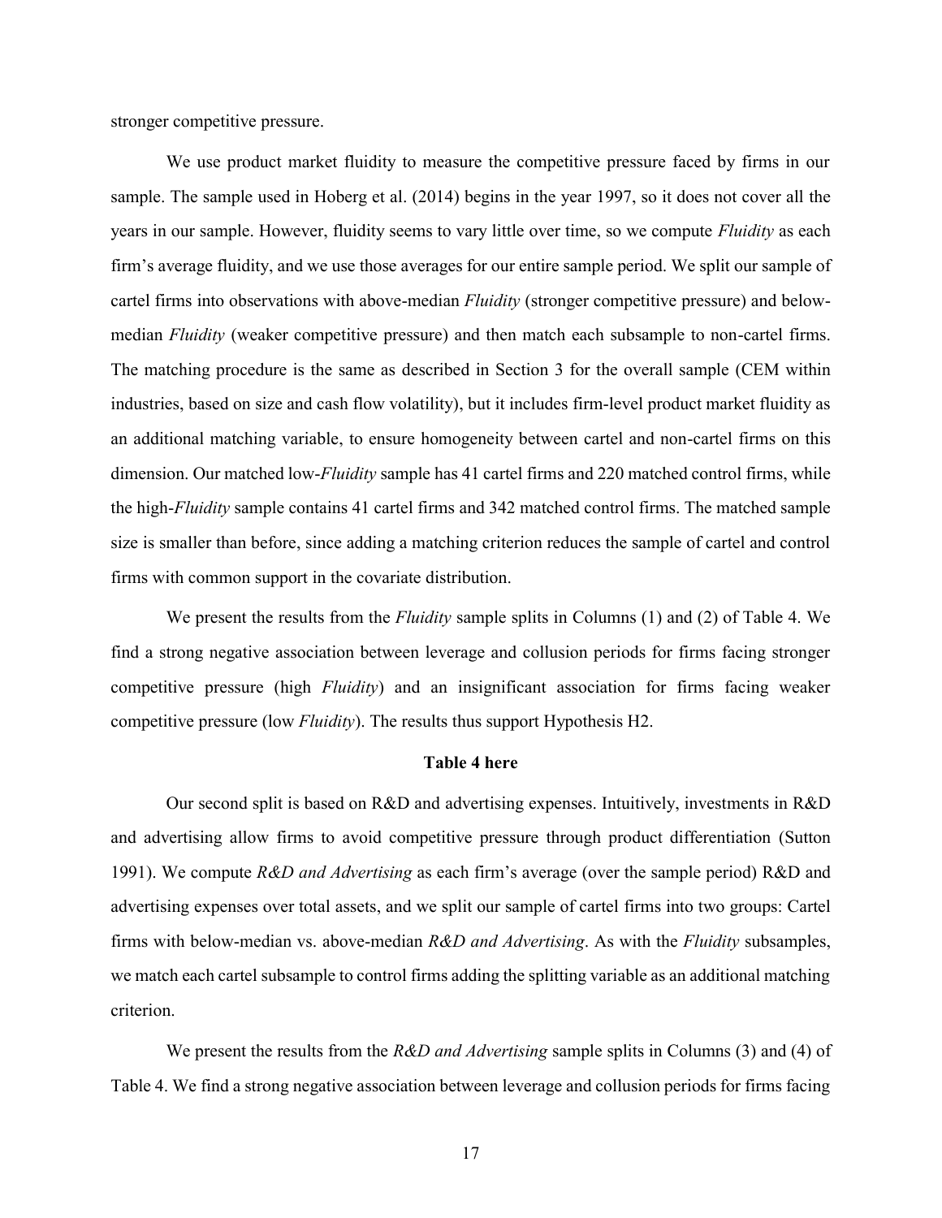stronger competitive pressure.

We use product market fluidity to measure the competitive pressure faced by firms in our sample. The sample used in Hoberg et al. (2014) begins in the year 1997, so it does not cover all the years in our sample. However, fluidity seems to vary little over time, so we compute *Fluidity* as each firm's average fluidity, and we use those averages for our entire sample period. We split our sample of cartel firms into observations with above-median *Fluidity* (stronger competitive pressure) and below-median *Fluidity* (weaker competitive pressure) and then match each subsample to non-cartel firms. The matching procedure is the same as described in Section 3 for the overall sample (CEM within industries, based on size and cash flow volatility), but it includes firm-level product market fluidity as an additional matching variable, to ensure homogeneity between cartel and non-cartel firms on this dimension. Our matched low-*Fluidity* sample has 41 cartel firms and 220 matched control firms, while the high-*Fluidity* sample contains 41 cartel firms and 342 matched control firms. The matched sample size is smaller than before, since adding a matching criterion reduces the sample of cartel and control firms with common support in the covariate distribution.

We present the results from the *Fluidity* sample splits in Columns (1) and (2) of Table 4. We find a strong negative association between leverage and collusion periods for firms facing stronger competitive pressure (high *Fluidity*) and an insignificant association for firms facing weaker competitive pressure (low *Fluidity*). The results thus support Hypothesis H2.

**Table 4 here**

Our second split is based on R&D and advertising expenses. Intuitively, investments in R&D and advertising allow firms to avoid competitive pressure through product differentiation (Sutton 1991). We compute *R&D and Advertising* as each firm's average (over the sample period) R&D and advertising expenses over total assets, and we split our sample of cartel firms into two groups: Cartel firms with below-median vs. above-median *R&D and Advertising*. As with the *Fluidity* subsamples, we match each cartel subsample to control firms adding the splitting variable as an additional matching criterion.

We present the results from the *R&D and Advertising* sample splits in Columns (3) and (4) of Table 4. We find a strong negative association between leverage and collusion periods for firms facing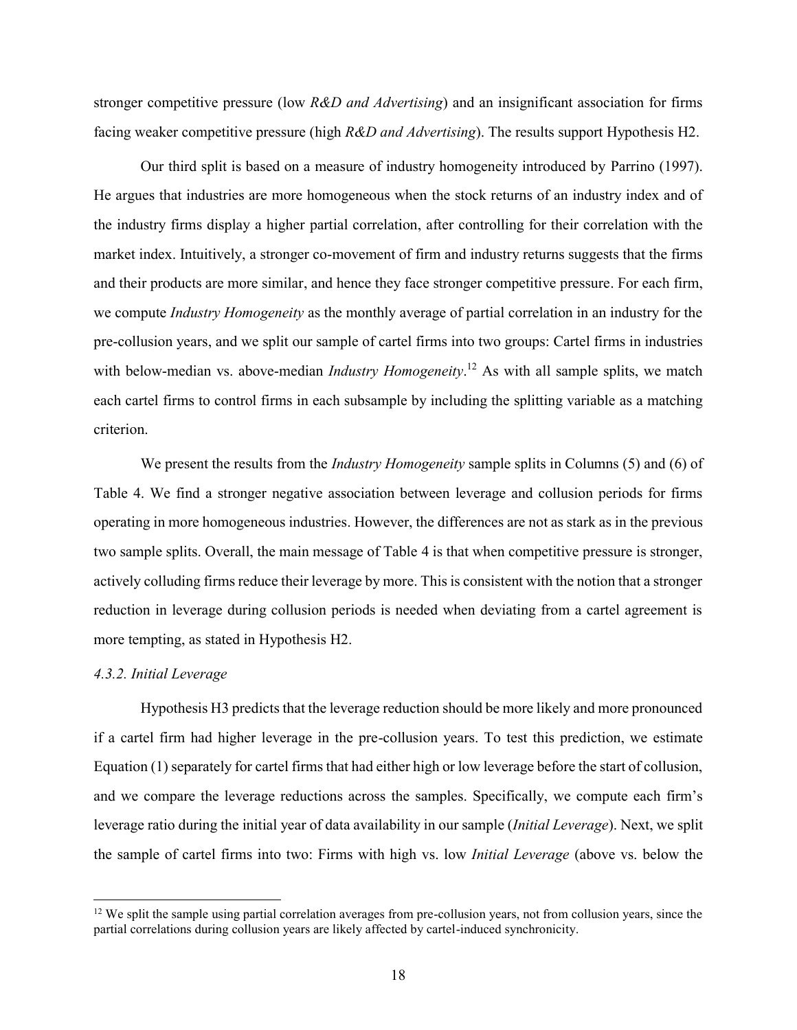stronger competitive pressure (low *R&D and Advertising*) and an insignificant association for firms facing weaker competitive pressure (high *R&D and Advertising*). The results support Hypothesis H2.

Our third split is based on a measure of industry homogeneity introduced by Parrino (1997). He argues that industries are more homogeneous when the stock returns of an industry index and of the industry firms display a higher partial correlation, after controlling for their correlation with the market index. Intuitively, a stronger co-movement of firm and industry returns suggests that the firms and their products are more similar, and hence they face stronger competitive pressure. For each firm, we compute *Industry Homogeneity* as the monthly average of partial correlation in an industry for the pre-collusion years, and we split our sample of cartel firms into two groups: Cartel firms in industries with below-median vs. above-median *Industry Homogeneity*.[12] As with all sample splits, we match each cartel firms to control firms in each subsample by including the splitting variable as a matching criterion.

We present the results from the *Industry Homogeneity* sample splits in Columns (5) and (6) of Table 4. We find a stronger negative association between leverage and collusion periods for firms operating in more homogeneous industries. However, the differences are not as stark as in the previous two sample splits. Overall, the main message of Table 4 is that when competitive pressure is stronger, actively colluding firms reduce their leverage by more. This is consistent with the notion that a stronger reduction in leverage during collusion periods is needed when deviating from a cartel agreement is more tempting, as stated in Hypothesis H2.

#### *4.3.2. Initial Leverage*

Hypothesis H3 predicts that the leverage reduction should be more likely and more pronounced if a cartel firm had higher leverage in the pre-collusion years. To test this prediction, we estimate Equation (1) separately for cartel firms that had either high or low leverage before the start of collusion, and we compare the leverage reductions across the samples. Specifically, we compute each firm's leverage ratio during the initial year of data availability in our sample (*Initial Leverage*). Next, we split the sample of cartel firms into two: Firms with high vs. low *Initial Leverage* (above vs. below the

[12] We split the sample using partial correlation averages from pre-collusion years, not from collusion years, since the partial correlations during collusion years are likely affected by cartel-induced synchronicity.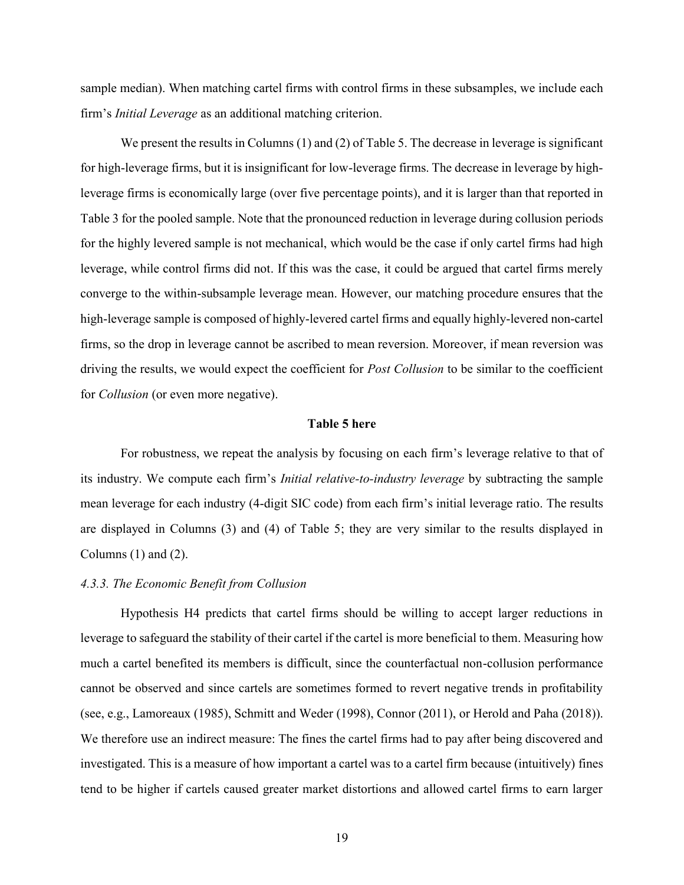sample median). When matching cartel firms with control firms in these subsamples, we include each firm's *Initial Leverage* as an additional matching criterion.

We present the results in Columns (1) and (2) of Table 5. The decrease in leverage is significant for high-leverage firms, but it is insignificant for low-leverage firms. The decrease in leverage by high-leverage firms is economically large (over five percentage points), and it is larger than that reported in Table 3 for the pooled sample. Note that the pronounced reduction in leverage during collusion periods for the highly levered sample is not mechanical, which would be the case if only cartel firms had high leverage, while control firms did not. If this was the case, it could be argued that cartel firms merely converge to the within-subsample leverage mean. However, our matching procedure ensures that the high-leverage sample is composed of highly-levered cartel firms and equally highly-levered non-cartel firms, so the drop in leverage cannot be ascribed to mean reversion. Moreover, if mean reversion was driving the results, we would expect the coefficient for *Post Collusion* to be similar to the coefficient for *Collusion* (or even more negative).

**Table 5 here**

For robustness, we repeat the analysis by focusing on each firm's leverage relative to that of its industry. We compute each firm's *Initial relative-to-industry leverage* by subtracting the sample mean leverage for each industry (4-digit SIC code) from each firm's initial leverage ratio. The results are displayed in Columns (3) and (4) of Table 5; they are very similar to the results displayed in Columns (1) and (2).

### *4.3.3. The Economic Benefit from Collusion*

Hypothesis H4 predicts that cartel firms should be willing to accept larger reductions in leverage to safeguard the stability of their cartel if the cartel is more beneficial to them. Measuring how much a cartel benefited its members is difficult, since the counterfactual non-collusion performance cannot be observed and since cartels are sometimes formed to revert negative trends in profitability (see, e.g., Lamoreaux (1985), Schmitt and Weder (1998), Connor (2011), or Herold and Paha (2018)). We therefore use an indirect measure: The fines the cartel firms had to pay after being discovered and investigated. This is a measure of how important a cartel was to a cartel firm because (intuitively) fines tend to be higher if cartels caused greater market distortions and allowed cartel firms to earn larger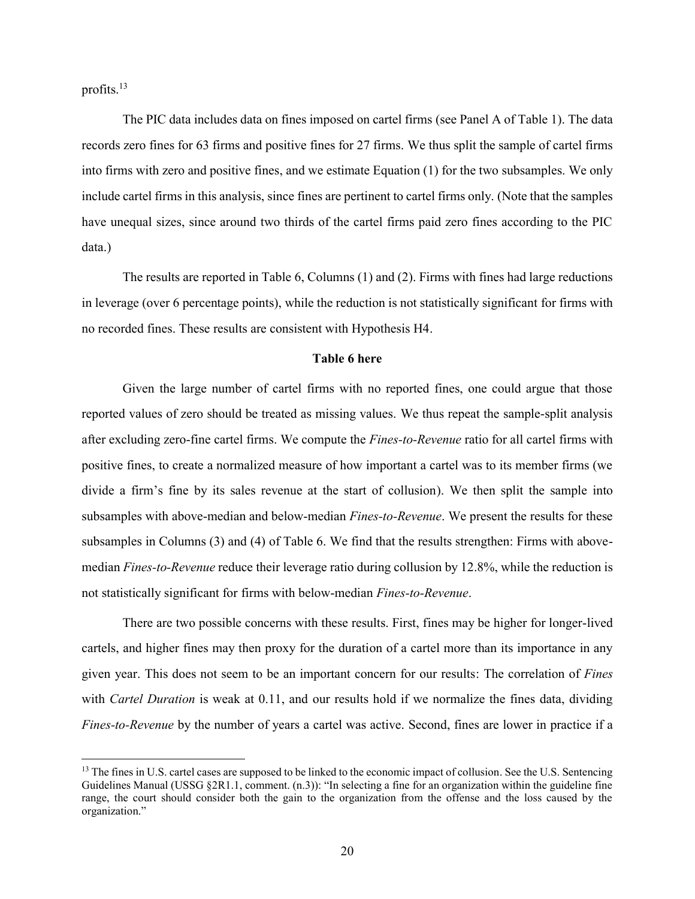profits.[13]

The PIC data includes data on fines imposed on cartel firms (see Panel A of Table 1). The data records zero fines for 63 firms and positive fines for 27 firms. We thus split the sample of cartel firms into firms with zero and positive fines, and we estimate Equation (1) for the two subsamples. We only include cartel firms in this analysis, since fines are pertinent to cartel firms only. (Note that the samples have unequal sizes, since around two thirds of the cartel firms paid zero fines according to the PIC data.)

The results are reported in Table 6, Columns (1) and (2). Firms with fines had large reductions in leverage (over 6 percentage points), while the reduction is not statistically significant for firms with no recorded fines. These results are consistent with Hypothesis H4.

**Table 6 here**

Given the large number of cartel firms with no reported fines, one could argue that those reported values of zero should be treated as missing values. We thus repeat the sample-split analysis after excluding zero-fine cartel firms. We compute the *Fines-to-Revenue* ratio for all cartel firms with positive fines, to create a normalized measure of how important a cartel was to its member firms (we divide a firm's fine by its sales revenue at the start of collusion). We then split the sample into subsamples with above-median and below-median *Fines-to-Revenue*. We present the results for these subsamples in Columns (3) and (4) of Table 6. We find that the results strengthen: Firms with above-median *Fines-to-Revenue* reduce their leverage ratio during collusion by 12.8%, while the reduction is not statistically significant for firms with below-median *Fines-to-Revenue*.

There are two possible concerns with these results. First, fines may be higher for longer-lived cartels, and higher fines may then proxy for the duration of a cartel more than its importance in any given year. This does not seem to be an important concern for our results: The correlation of *Fines* with *Cartel Duration* is weak at 0.11, and our results hold if we normalize the fines data, dividing *Fines-to-Revenue* by the number of years a cartel was active. Second, fines are lower in practice if a

[13] The fines in U.S. cartel cases are supposed to be linked to the economic impact of collusion. See the U.S. Sentencing Guidelines Manual (USSG §2R1.1, comment. (n.3)): "In selecting a fine for an organization within the guideline fine range, the court should consider both the gain to the organization from the offense and the loss caused by the organization."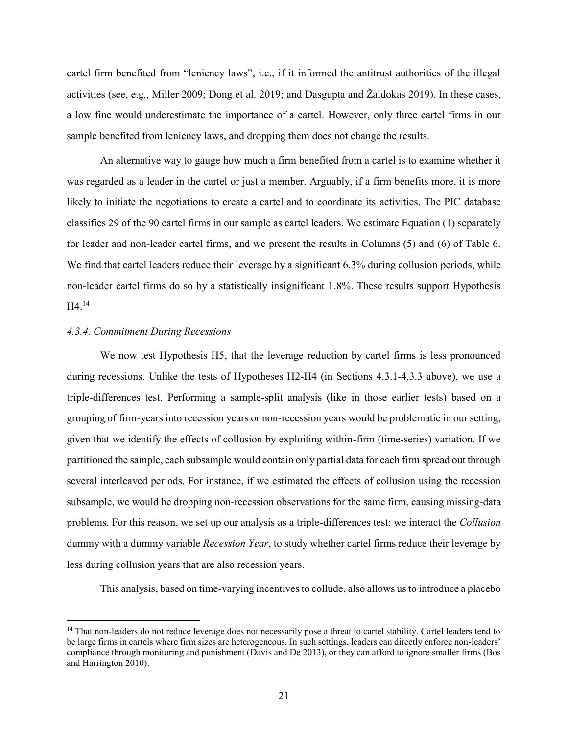cartel firm benefited from "leniency laws", i.e., if it informed the antitrust authorities of the illegal activities (see, e.g., Miller 2009; Dong et al. 2019; and Dasgupta and Žaldokas 2019). In these cases, a low fine would underestimate the importance of a cartel. However, only three cartel firms in our sample benefited from leniency laws, and dropping them does not change the results.

An alternative way to gauge how much a firm benefited from a cartel is to examine whether it was regarded as a leader in the cartel or just a member. Arguably, if a firm benefits more, it is more likely to initiate the negotiations to create a cartel and to coordinate its activities. The PIC database classifies 29 of the 90 cartel firms in our sample as cartel leaders. We estimate Equation (1) separately for leader and non-leader cartel firms, and we present the results in Columns (5) and (6) of Table 6. We find that cartel leaders reduce their leverage by a significant 6.3% during collusion periods, while non-leader cartel firms do so by a statistically insignificant 1.8%. These results support Hypothesis H4.[14]

*4.3.4. Commitment During Recessions*

We now test Hypothesis H5, that the leverage reduction by cartel firms is less pronounced during recessions. Unlike the tests of Hypotheses H2-H4 (in Sections 4.3.1-4.3.3 above), we use a triple-differences test. Performing a sample-split analysis (like in those earlier tests) based on a grouping of firm-years into recession years or non-recession years would be problematic in our setting, given that we identify the effects of collusion by exploiting within-firm (time-series) variation. If we partitioned the sample, each subsample would contain only partial data for each firm spread out through several interleaved periods. For instance, if we estimated the effects of collusion using the recession subsample, we would be dropping non-recession observations for the same firm, causing missing-data problems. For this reason, we set up our analysis as a triple-differences test: we interact the *Collusion* dummy with a dummy variable *Recession Year*, to study whether cartel firms reduce their leverage by less during collusion years that are also recession years.

This analysis, based on time-varying incentives to collude, also allows us to introduce a placebo

[14] That non-leaders do not reduce leverage does not necessarily pose a threat to cartel stability. Cartel leaders tend to be large firms in cartels where firm sizes are heterogeneous. In such settings, leaders can directly enforce non-leaders' compliance through monitoring and punishment (Davis and De 2013), or they can afford to ignore smaller firms (Bos and Harrington 2010).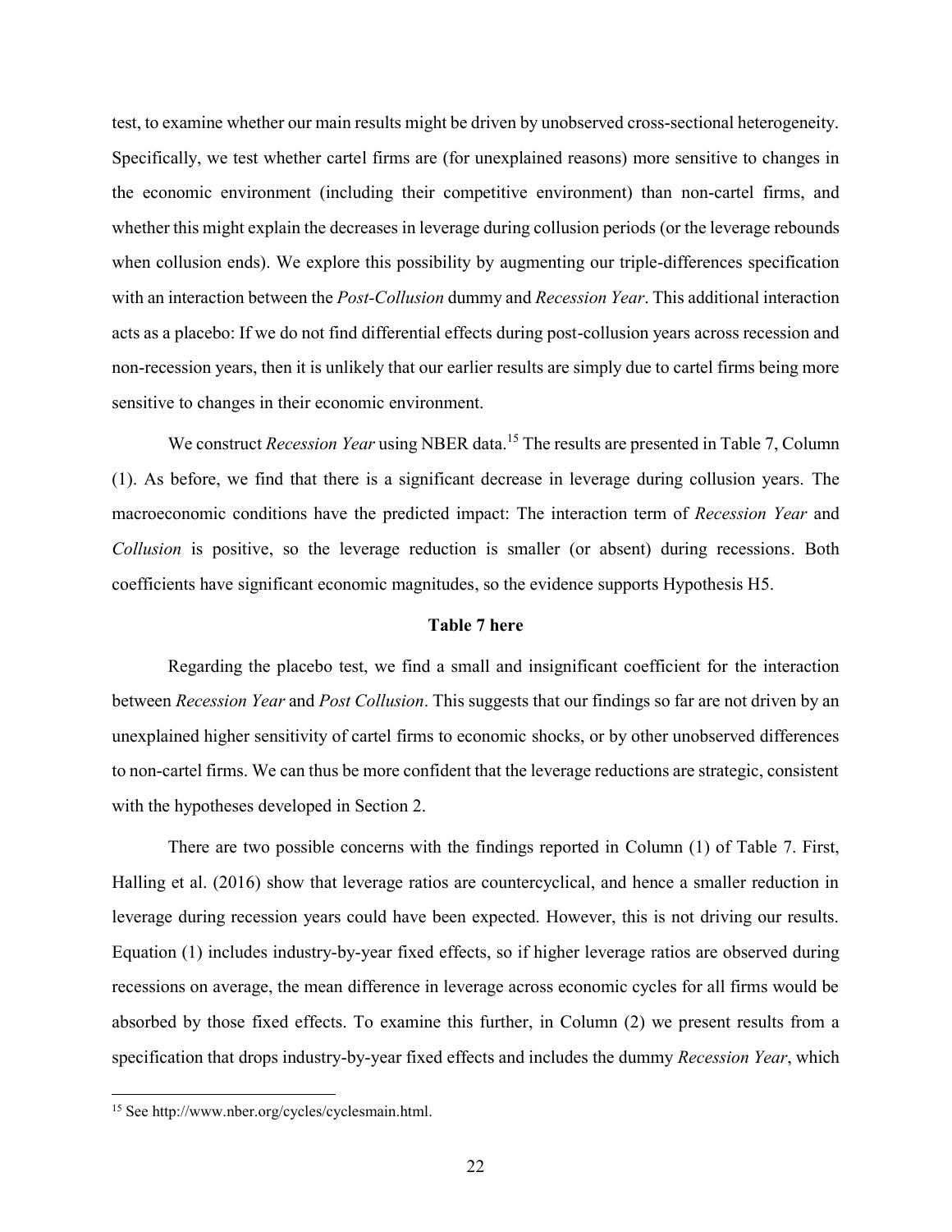test, to examine whether our main results might be driven by unobserved cross-sectional heterogeneity. Specifically, we test whether cartel firms are (for unexplained reasons) more sensitive to changes in the economic environment (including their competitive environment) than non-cartel firms, and whether this might explain the decreases in leverage during collusion periods (or the leverage rebounds when collusion ends). We explore this possibility by augmenting our triple-differences specification with an interaction between the *Post-Collusion* dummy and *Recession Year*. This additional interaction acts as a placebo: If we do not find differential effects during post-collusion years across recession and non-recession years, then it is unlikely that our earlier results are simply due to cartel firms being more sensitive to changes in their economic environment.

We construct *Recession Year* using NBER data.[15] The results are presented in Table 7, Column (1). As before, we find that there is a significant decrease in leverage during collusion years. The macroeconomic conditions have the predicted impact: The interaction term of *Recession Year* and *Collusion* is positive, so the leverage reduction is smaller (or absent) during recessions. Both coefficients have significant economic magnitudes, so the evidence supports Hypothesis H5.

**Table 7 here**

Regarding the placebo test, we find a small and insignificant coefficient for the interaction between *Recession Year* and *Post Collusion*. This suggests that our findings so far are not driven by an unexplained higher sensitivity of cartel firms to economic shocks, or by other unobserved differences to non-cartel firms. We can thus be more confident that the leverage reductions are strategic, consistent with the hypotheses developed in Section 2.

There are two possible concerns with the findings reported in Column (1) of Table 7. First, Halling et al. (2016) show that leverage ratios are countercyclical, and hence a smaller reduction in leverage during recession years could have been expected. However, this is not driving our results. Equation (1) includes industry-by-year fixed effects, so if higher leverage ratios are observed during recessions on average, the mean difference in leverage across economic cycles for all firms would be absorbed by those fixed effects. To examine this further, in Column (2) we present results from a specification that drops industry-by-year fixed effects and includes the dummy *Recession Year*, which

[15] See http://www.nber.org/cycles/cyclesmain.html.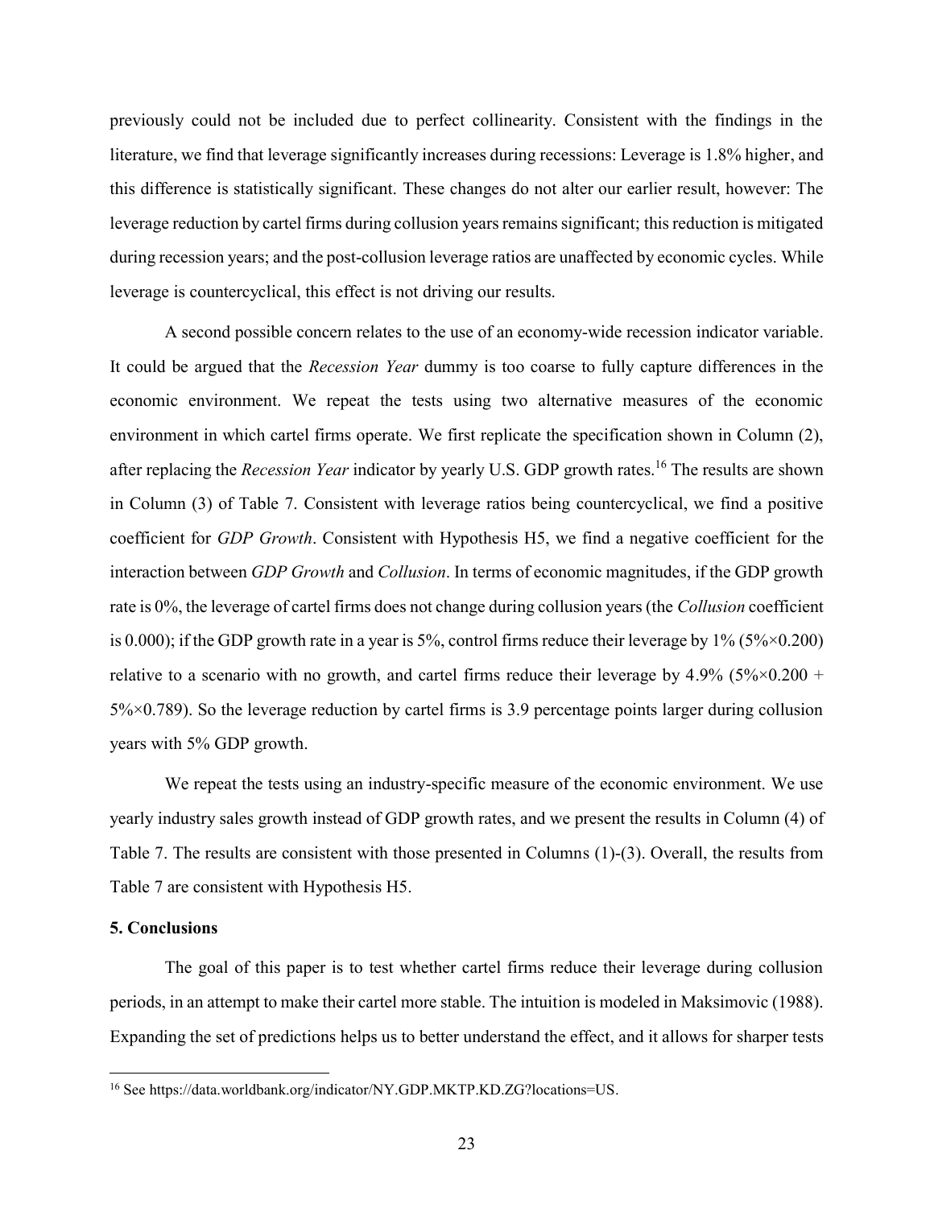previously could not be included due to perfect collinearity. Consistent with the findings in the literature, we find that leverage significantly increases during recessions: Leverage is 1.8% higher, and this difference is statistically significant. These changes do not alter our earlier result, however: The leverage reduction by cartel firms during collusion years remains significant; this reduction is mitigated during recession years; and the post-collusion leverage ratios are unaffected by economic cycles. While leverage is countercyclical, this effect is not driving our results.

A second possible concern relates to the use of an economy-wide recession indicator variable. It could be argued that the *Recession Year* dummy is too coarse to fully capture differences in the economic environment. We repeat the tests using two alternative measures of the economic environment in which cartel firms operate. We first replicate the specification shown in Column (2), after replacing the *Recession Year* indicator by yearly U.S. GDP growth rates.[16] The results are shown in Column (3) of Table 7. Consistent with leverage ratios being countercyclical, we find a positive coefficient for *GDP Growth*. Consistent with Hypothesis H5, we find a negative coefficient for the interaction between *GDP Growth* and *Collusion*. In terms of economic magnitudes, if the GDP growth rate is 0%, the leverage of cartel firms does not change during collusion years (the *Collusion* coefficient is 0.000); if the GDP growth rate in a year is 5%, control firms reduce their leverage by 1% (5%×0.200) relative to a scenario with no growth, and cartel firms reduce their leverage by 4.9% (5%×0.200 + 5%×0.789). So the leverage reduction by cartel firms is 3.9 percentage points larger during collusion years with 5% GDP growth.

We repeat the tests using an industry-specific measure of the economic environment. We use yearly industry sales growth instead of GDP growth rates, and we present the results in Column (4) of Table 7. The results are consistent with those presented in Columns (1)-(3). Overall, the results from Table 7 are consistent with Hypothesis H5.

## 5. Conclusions

The goal of this paper is to test whether cartel firms reduce their leverage during collusion periods, in an attempt to make their cartel more stable. The intuition is modeled in Maksimovic (1988). Expanding the set of predictions helps us to better understand the effect, and it allows for sharper tests

[16] See https://data.worldbank.org/indicator/NY.GDP.MKTP.KD.ZG?locations=US.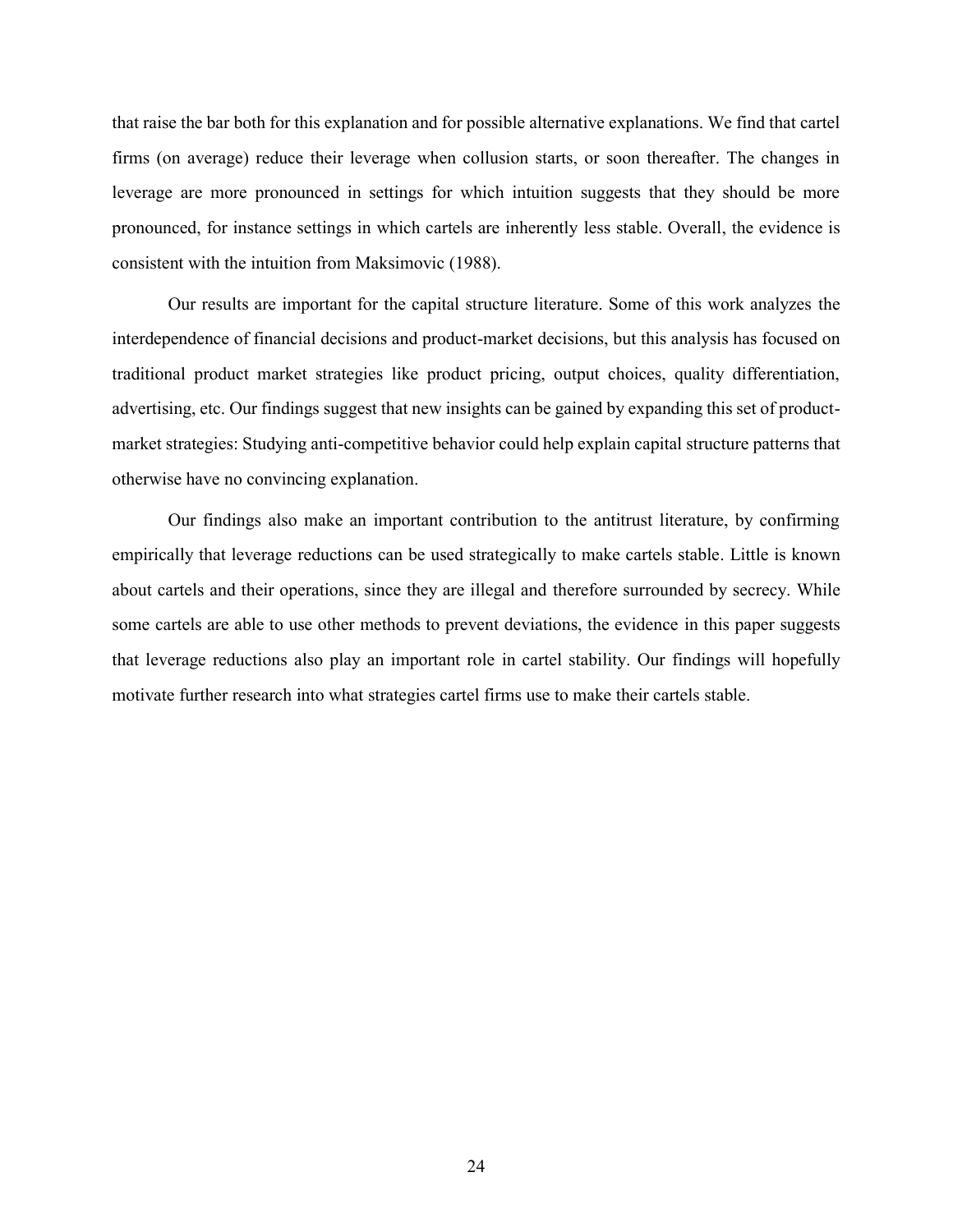that raise the bar both for this explanation and for possible alternative explanations. We find that cartel firms (on average) reduce their leverage when collusion starts, or soon thereafter. The changes in leverage are more pronounced in settings for which intuition suggests that they should be more pronounced, for instance settings in which cartels are inherently less stable. Overall, the evidence is consistent with the intuition from Maksimovic (1988).

Our results are important for the capital structure literature. Some of this work analyzes the interdependence of financial decisions and product-market decisions, but this analysis has focused on traditional product market strategies like product pricing, output choices, quality differentiation, advertising, etc. Our findings suggest that new insights can be gained by expanding this set of product-market strategies: Studying anti-competitive behavior could help explain capital structure patterns that otherwise have no convincing explanation.

Our findings also make an important contribution to the antitrust literature, by confirming empirically that leverage reductions can be used strategically to make cartels stable. Little is known about cartels and their operations, since they are illegal and therefore surrounded by secrecy. While some cartels are able to use other methods to prevent deviations, the evidence in this paper suggests that leverage reductions also play an important role in cartel stability. Our findings will hopefully motivate further research into what strategies cartel firms use to make their cartels stable.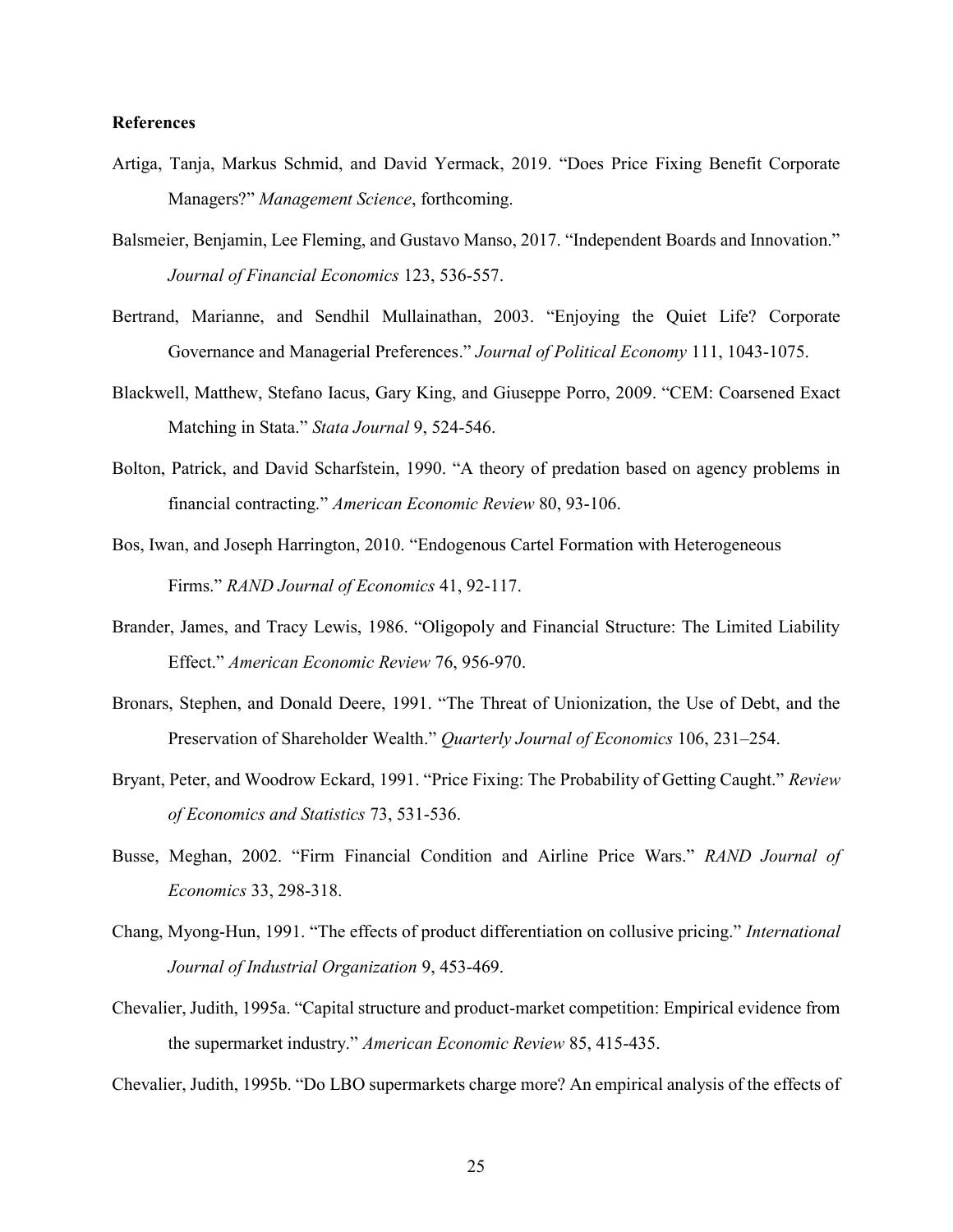**References**

Artiga, Tanja, Markus Schmid, and David Yermack, 2019. "Does Price Fixing Benefit Corporate Managers?" *Management Science*, forthcoming.

Balsmeier, Benjamin, Lee Fleming, and Gustavo Manso, 2017. "Independent Boards and Innovation." *Journal of Financial Economics* 123, 536-557.

Bertrand, Marianne, and Sendhil Mullainathan, 2003. "Enjoying the Quiet Life? Corporate Governance and Managerial Preferences." *Journal of Political Economy* 111, 1043-1075.

Blackwell, Matthew, Stefano Iacus, Gary King, and Giuseppe Porro, 2009. "CEM: Coarsened Exact Matching in Stata." *Stata Journal* 9, 524-546.

Bolton, Patrick, and David Scharfstein, 1990. "A theory of predation based on agency problems in financial contracting." *American Economic Review* 80, 93-106.

Bos, Iwan, and Joseph Harrington, 2010. "Endogenous Cartel Formation with Heterogeneous Firms." *RAND Journal of Economics* 41, 92-117.

Brander, James, and Tracy Lewis, 1986. "Oligopoly and Financial Structure: The Limited Liability Effect." *American Economic Review* 76, 956-970.

Bronars, Stephen, and Donald Deere, 1991. "The Threat of Unionization, the Use of Debt, and the Preservation of Shareholder Wealth." *Quarterly Journal of Economics* 106, 231–254.

Bryant, Peter, and Woodrow Eckard, 1991. "Price Fixing: The Probability of Getting Caught." *Review of Economics and Statistics* 73, 531-536.

Busse, Meghan, 2002. "Firm Financial Condition and Airline Price Wars." *RAND Journal of Economics* 33, 298-318.

Chang, Myong-Hun, 1991. "The effects of product differentiation on collusive pricing." *International Journal of Industrial Organization* 9, 453-469.

Chevalier, Judith, 1995a. "Capital structure and product-market competition: Empirical evidence from the supermarket industry." *American Economic Review* 85, 415-435.

Chevalier, Judith, 1995b. "Do LBO supermarkets charge more? An empirical analysis of the effects of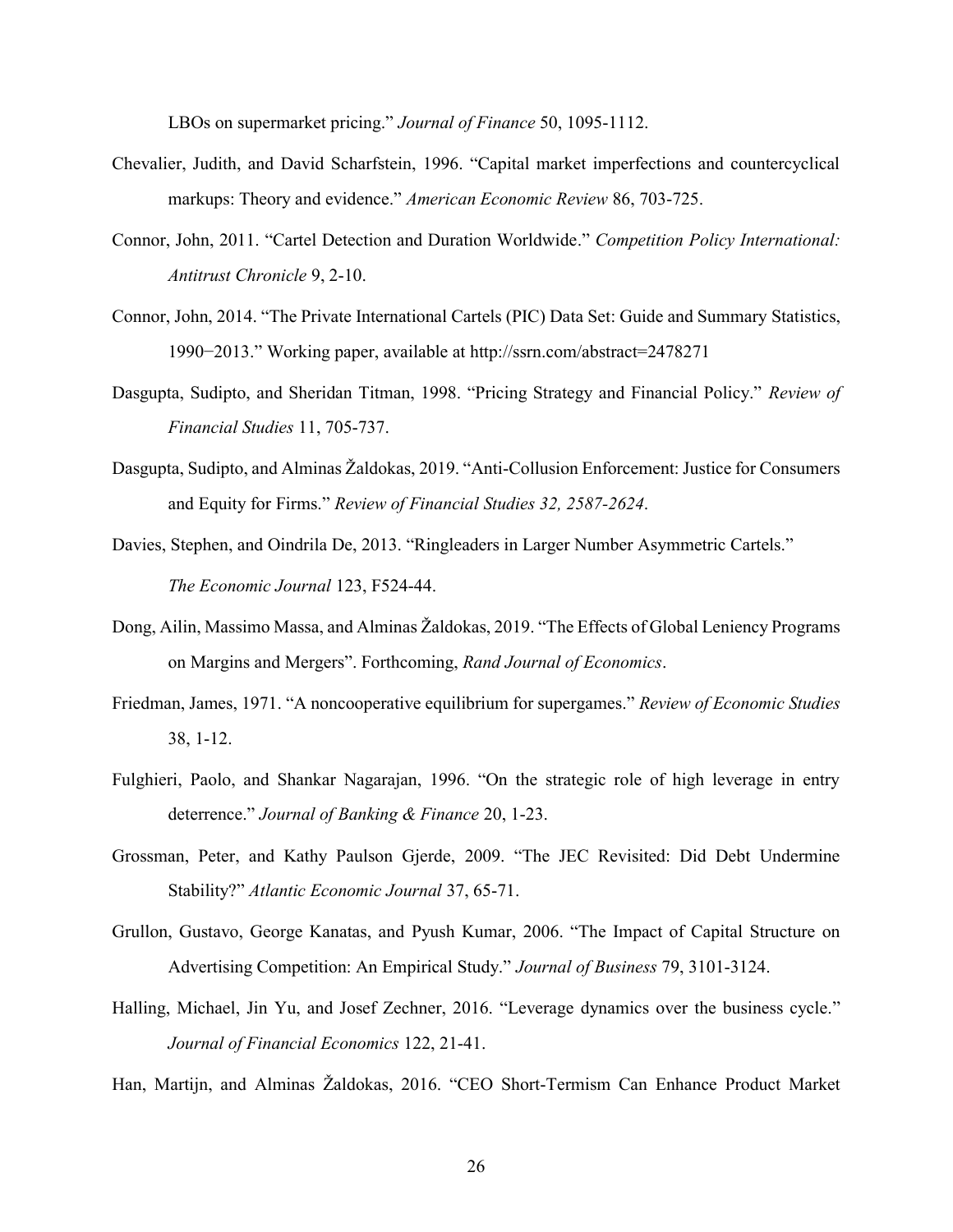LBOs on supermarket pricing." *Journal of Finance* 50, 1095-1112.

Chevalier, Judith, and David Scharfstein, 1996. "Capital market imperfections and countercyclical markups: Theory and evidence." *American Economic Review* 86, 703-725.

Connor, John, 2011. "Cartel Detection and Duration Worldwide." *Competition Policy International: Antitrust Chronicle* 9, 2-10.

Connor, John, 2014. "The Private International Cartels (PIC) Data Set: Guide and Summary Statistics, 1990−2013." Working paper, available at http://ssrn.com/abstract=2478271

Dasgupta, Sudipto, and Sheridan Titman, 1998. "Pricing Strategy and Financial Policy." *Review of Financial Studies* 11, 705-737.

Dasgupta, Sudipto, and Alminas Žaldokas, 2019. "Anti-Collusion Enforcement: Justice for Consumers and Equity for Firms." *Review of Financial Studies 32, 2587-2624*.

Davies, Stephen, and Oindrila De, 2013. "Ringleaders in Larger Number Asymmetric Cartels." *The Economic Journal* 123, F524-44.

Dong, Ailin, Massimo Massa, and Alminas Žaldokas, 2019. "The Effects of Global Leniency Programs on Margins and Mergers". Forthcoming, *Rand Journal of Economics*.

Friedman, James, 1971. "A noncooperative equilibrium for supergames." *Review of Economic Studies* 38, 1-12.

Fulghieri, Paolo, and Shankar Nagarajan, 1996. "On the strategic role of high leverage in entry deterrence." *Journal of Banking & Finance* 20, 1-23.

Grossman, Peter, and Kathy Paulson Gjerde, 2009. "The JEC Revisited: Did Debt Undermine Stability?" *Atlantic Economic Journal* 37, 65-71.

Grullon, Gustavo, George Kanatas, and Pyush Kumar, 2006. "The Impact of Capital Structure on Advertising Competition: An Empirical Study." *Journal of Business* 79, 3101-3124.

Halling, Michael, Jin Yu, and Josef Zechner, 2016. "Leverage dynamics over the business cycle." *Journal of Financial Economics* 122, 21-41.

Han, Martijn, and Alminas Žaldokas, 2016. "CEO Short-Termism Can Enhance Product Market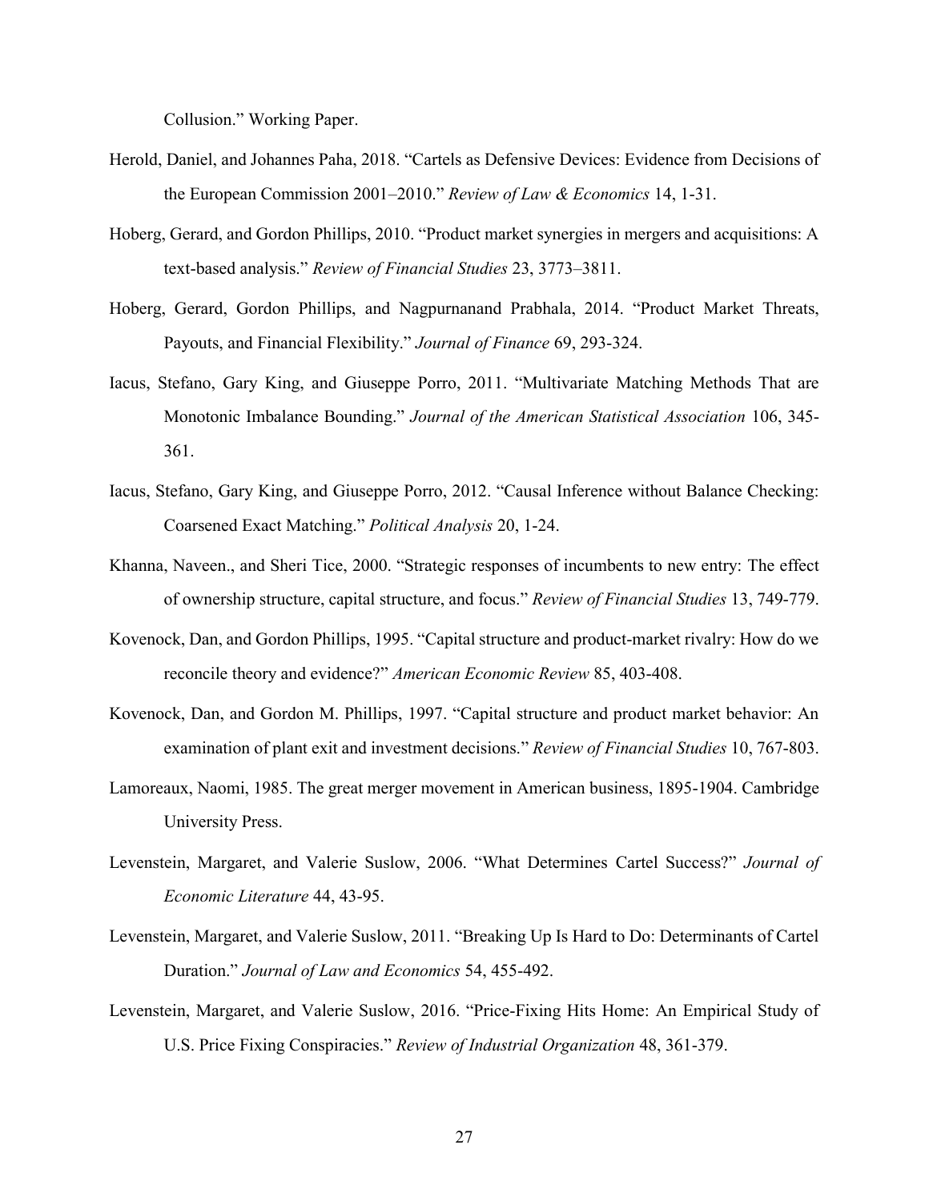Collusion." Working Paper.

Herold, Daniel, and Johannes Paha, 2018. "Cartels as Defensive Devices: Evidence from Decisions of the European Commission 2001–2010." *Review of Law & Economics* 14, 1-31.

Hoberg, Gerard, and Gordon Phillips, 2010. "Product market synergies in mergers and acquisitions: A text-based analysis." *Review of Financial Studies* 23, 3773–3811.

Hoberg, Gerard, Gordon Phillips, and Nagpurnanand Prabhala, 2014. "Product Market Threats, Payouts, and Financial Flexibility." *Journal of Finance* 69, 293-324.

Iacus, Stefano, Gary King, and Giuseppe Porro, 2011. "Multivariate Matching Methods That are Monotonic Imbalance Bounding." *Journal of the American Statistical Association* 106, 345-361.

Iacus, Stefano, Gary King, and Giuseppe Porro, 2012. "Causal Inference without Balance Checking: Coarsened Exact Matching." *Political Analysis* 20, 1-24.

Khanna, Naveen., and Sheri Tice, 2000. "Strategic responses of incumbents to new entry: The effect of ownership structure, capital structure, and focus." *Review of Financial Studies* 13, 749-779.

Kovenock, Dan, and Gordon Phillips, 1995. "Capital structure and product-market rivalry: How do we reconcile theory and evidence?" *American Economic Review* 85, 403-408.

Kovenock, Dan, and Gordon M. Phillips, 1997. "Capital structure and product market behavior: An examination of plant exit and investment decisions." *Review of Financial Studies* 10, 767-803.

Lamoreaux, Naomi, 1985. The great merger movement in American business, 1895-1904. Cambridge University Press.

Levenstein, Margaret, and Valerie Suslow, 2006. "What Determines Cartel Success?" *Journal of Economic Literature* 44, 43-95.

Levenstein, Margaret, and Valerie Suslow, 2011. "Breaking Up Is Hard to Do: Determinants of Cartel Duration." *Journal of Law and Economics* 54, 455-492.

Levenstein, Margaret, and Valerie Suslow, 2016. "Price-Fixing Hits Home: An Empirical Study of U.S. Price Fixing Conspiracies." *Review of Industrial Organization* 48, 361-379.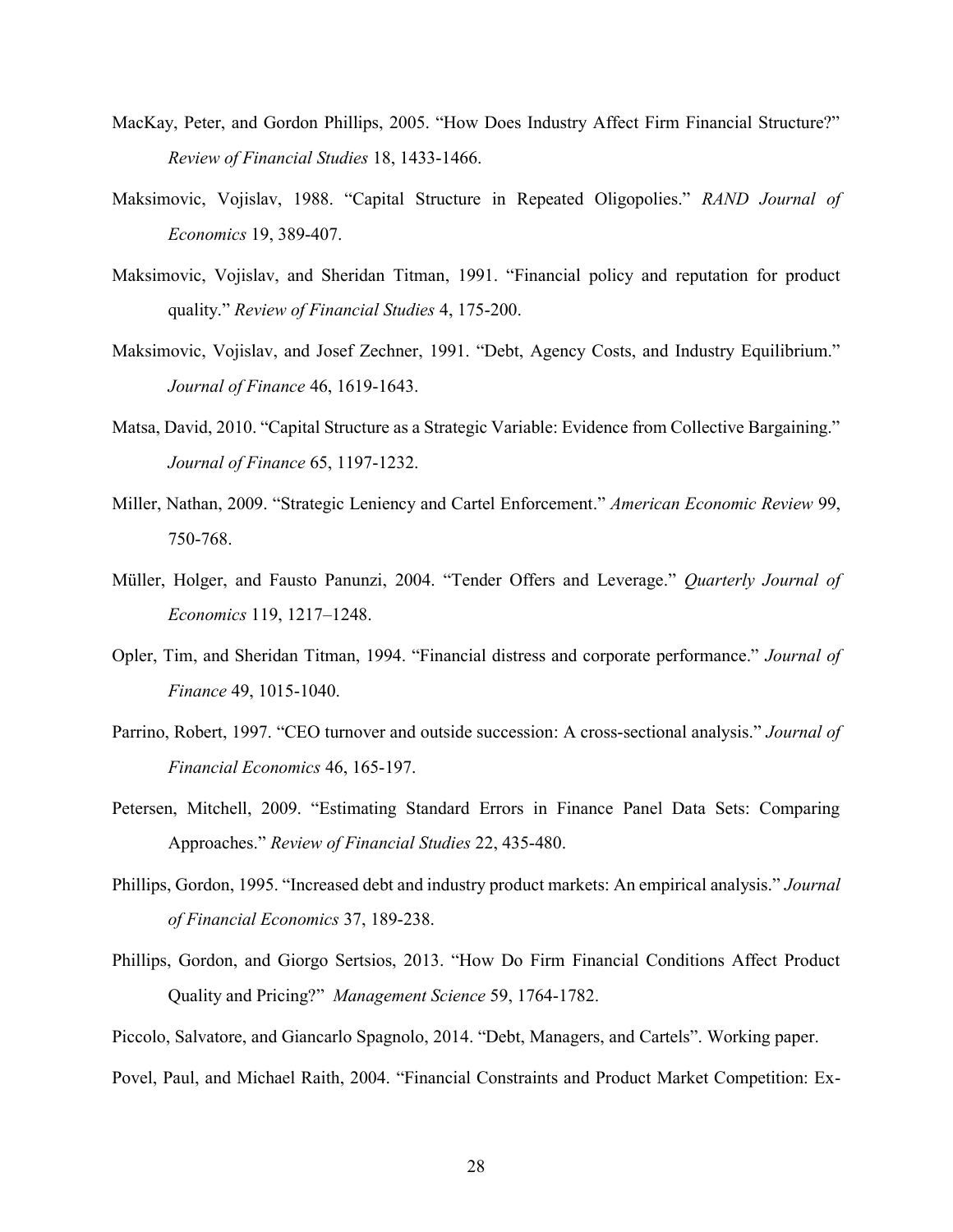MacKay, Peter, and Gordon Phillips, 2005. "How Does Industry Affect Firm Financial Structure?" *Review of Financial Studies* 18, 1433-1466.

Maksimovic, Vojislav, 1988. "Capital Structure in Repeated Oligopolies." *RAND Journal of Economics* 19, 389-407.

Maksimovic, Vojislav, and Sheridan Titman, 1991. "Financial policy and reputation for product quality." *Review of Financial Studies* 4, 175-200.

Maksimovic, Vojislav, and Josef Zechner, 1991. "Debt, Agency Costs, and Industry Equilibrium." *Journal of Finance* 46, 1619-1643.

Matsa, David, 2010. "Capital Structure as a Strategic Variable: Evidence from Collective Bargaining." *Journal of Finance* 65, 1197-1232.

Miller, Nathan, 2009. "Strategic Leniency and Cartel Enforcement." *American Economic Review* 99, 750-768.

Müller, Holger, and Fausto Panunzi, 2004. "Tender Offers and Leverage." *Quarterly Journal of Economics* 119, 1217–1248.

Opler, Tim, and Sheridan Titman, 1994. "Financial distress and corporate performance." *Journal of Finance* 49, 1015-1040.

Parrino, Robert, 1997. "CEO turnover and outside succession: A cross-sectional analysis." *Journal of Financial Economics* 46, 165-197.

Petersen, Mitchell, 2009. "Estimating Standard Errors in Finance Panel Data Sets: Comparing Approaches." *Review of Financial Studies* 22, 435-480.

Phillips, Gordon, 1995. "Increased debt and industry product markets: An empirical analysis." *Journal of Financial Economics* 37, 189-238.

Phillips, Gordon, and Giorgo Sertsios, 2013. "How Do Firm Financial Conditions Affect Product Quality and Pricing?" *Management Science* 59, 1764-1782.

Piccolo, Salvatore, and Giancarlo Spagnolo, 2014. "Debt, Managers, and Cartels". Working paper.

Povel, Paul, and Michael Raith, 2004. "Financial Constraints and Product Market Competition: Ex-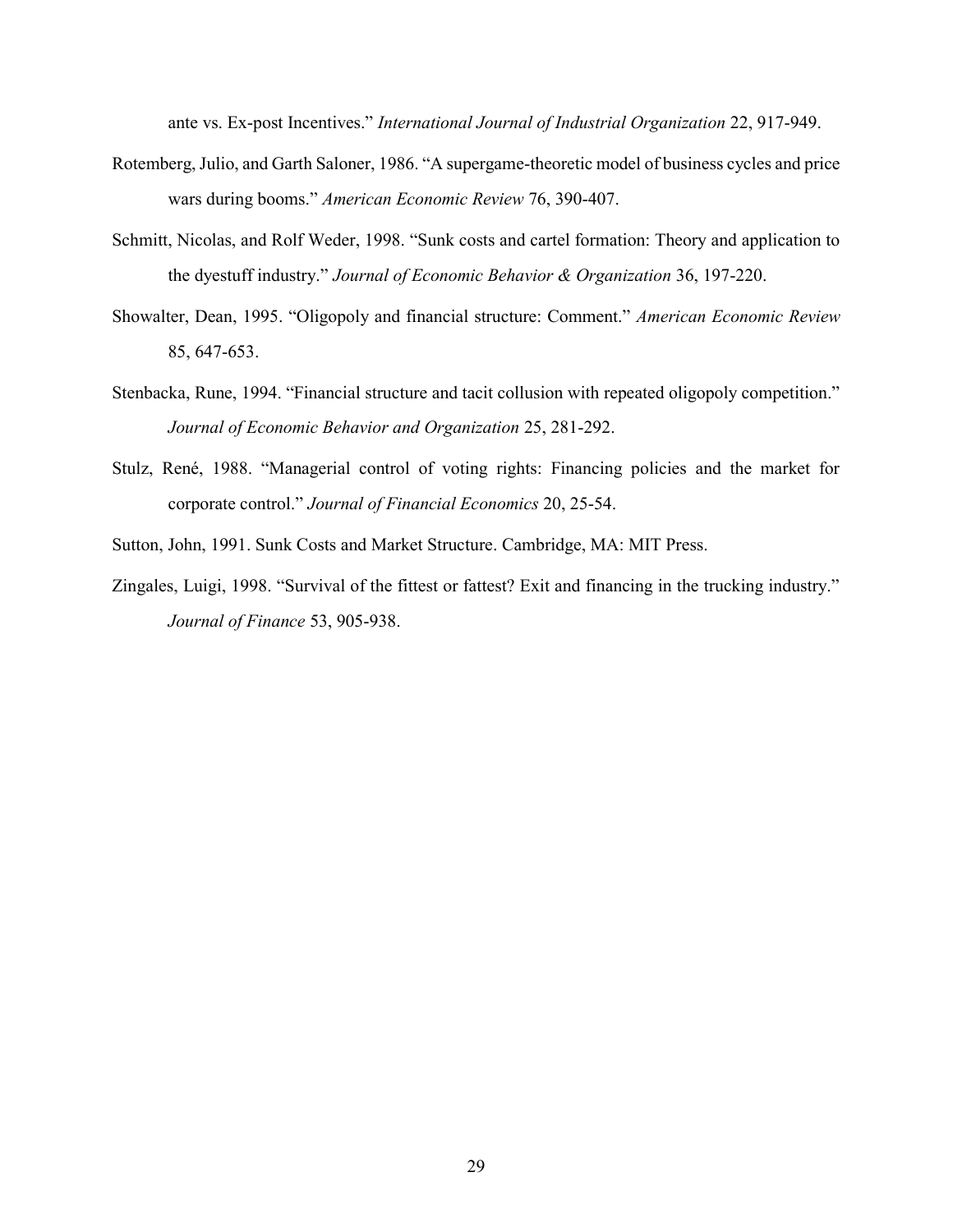ante vs. Ex-post Incentives." *International Journal of Industrial Organization* 22, 917-949.

Rotemberg, Julio, and Garth Saloner, 1986. "A supergame-theoretic model of business cycles and price wars during booms." *American Economic Review* 76, 390-407.

Schmitt, Nicolas, and Rolf Weder, 1998. "Sunk costs and cartel formation: Theory and application to the dyestuff industry." *Journal of Economic Behavior & Organization* 36, 197-220.

Showalter, Dean, 1995. "Oligopoly and financial structure: Comment." *American Economic Review* 85, 647-653.

Stenbacka, Rune, 1994. "Financial structure and tacit collusion with repeated oligopoly competition." *Journal of Economic Behavior and Organization* 25, 281-292.

Stulz, René, 1988. "Managerial control of voting rights: Financing policies and the market for corporate control." *Journal of Financial Economics* 20, 25-54.

Sutton, John, 1991. Sunk Costs and Market Structure. Cambridge, MA: MIT Press.

Zingales, Luigi, 1998. "Survival of the fittest or fattest? Exit and financing in the trucking industry." *Journal of Finance* 53, 905-938.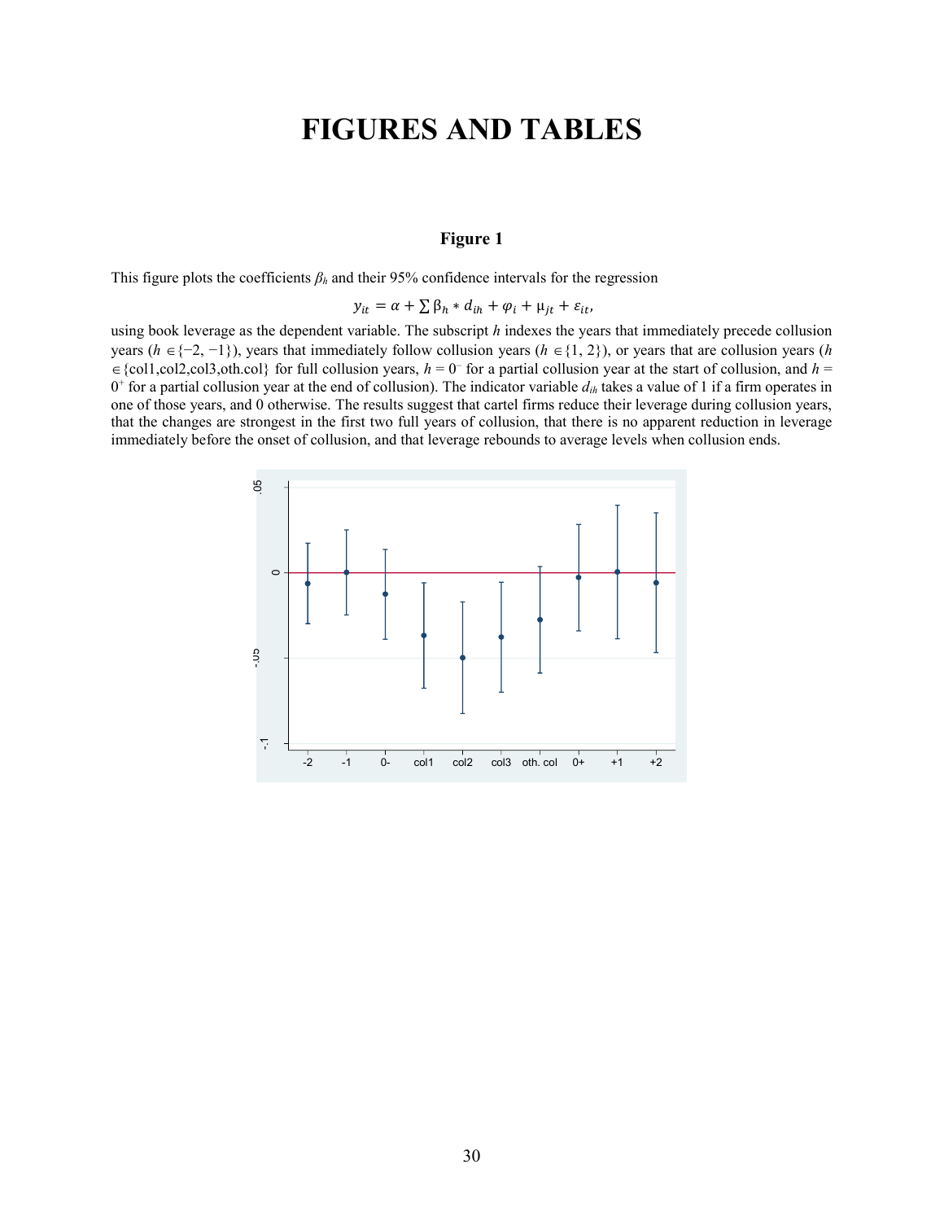# FIGURES AND TABLES

### Figure 1

This figure plots the coefficients $\beta_h$ and their 95% confidence intervals for the regression

$$y_{it} = \alpha + \sum \beta_h * d_{ih} + \varphi_i + \mu_{jt} + \varepsilon_{it},$$

using book leverage as the dependent variable. The subscript $h$ indexes the years that immediately precede collusion years ($h \in \{-2, -1\}$), years that immediately follow collusion years ($h \in \{1, 2\}$), or years that are collusion years ($h \in$ {col1,col2,col3,oth.col} for full collusion years, $h = 0^-$ for a partial collusion year at the start of collusion, and $h = 0^+$ for a partial collusion year at the end of collusion). The indicator variable $d_{ih}$ takes a value of 1 if a firm operates in one of those years, and 0 otherwise. The results suggest that cartel firms reduce their leverage during collusion years, that the changes are strongest in the first two full years of collusion, that there is no apparent reduction in leverage immediately before the onset of collusion, and that leverage rebounds to average levels when collusion ends.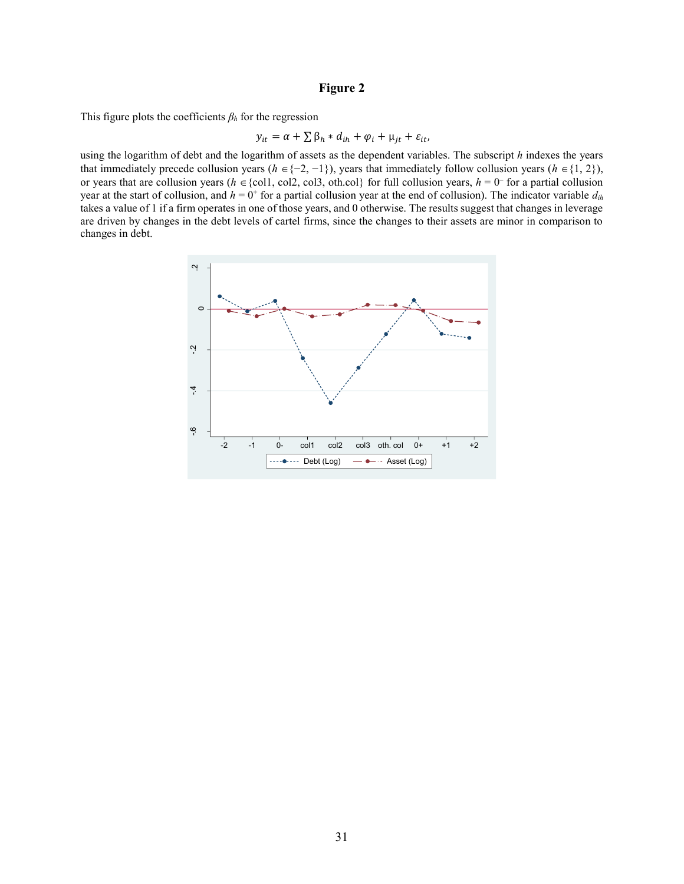# Figure 2

This figure plots the coefficients $\beta_h$ for the regression

$$y_{it} = \alpha + \sum \beta_h * d_{ih} + \varphi_i + \mu_{jt} + \varepsilon_{it},$$

using the logarithm of debt and the logarithm of assets as the dependent variables. The subscript $h$ indexes the years that immediately precede collusion years ($h \in \{-2, -1\}$), years that immediately follow collusion years ($h \in \{1, 2\}$), or years that are collusion years ($h \in$ {col1, col2, col3, oth.col} for full collusion years, $h = 0^-$ for a partial collusion year at the start of collusion, and $h = 0^+$ for a partial collusion year at the end of collusion). The indicator variable $d_{ih}$ takes a value of 1 if a firm operates in one of those years, and 0 otherwise. The results suggest that changes in leverage are driven by changes in the debt levels of cartel firms, since the changes to their assets are minor in comparison to changes in debt.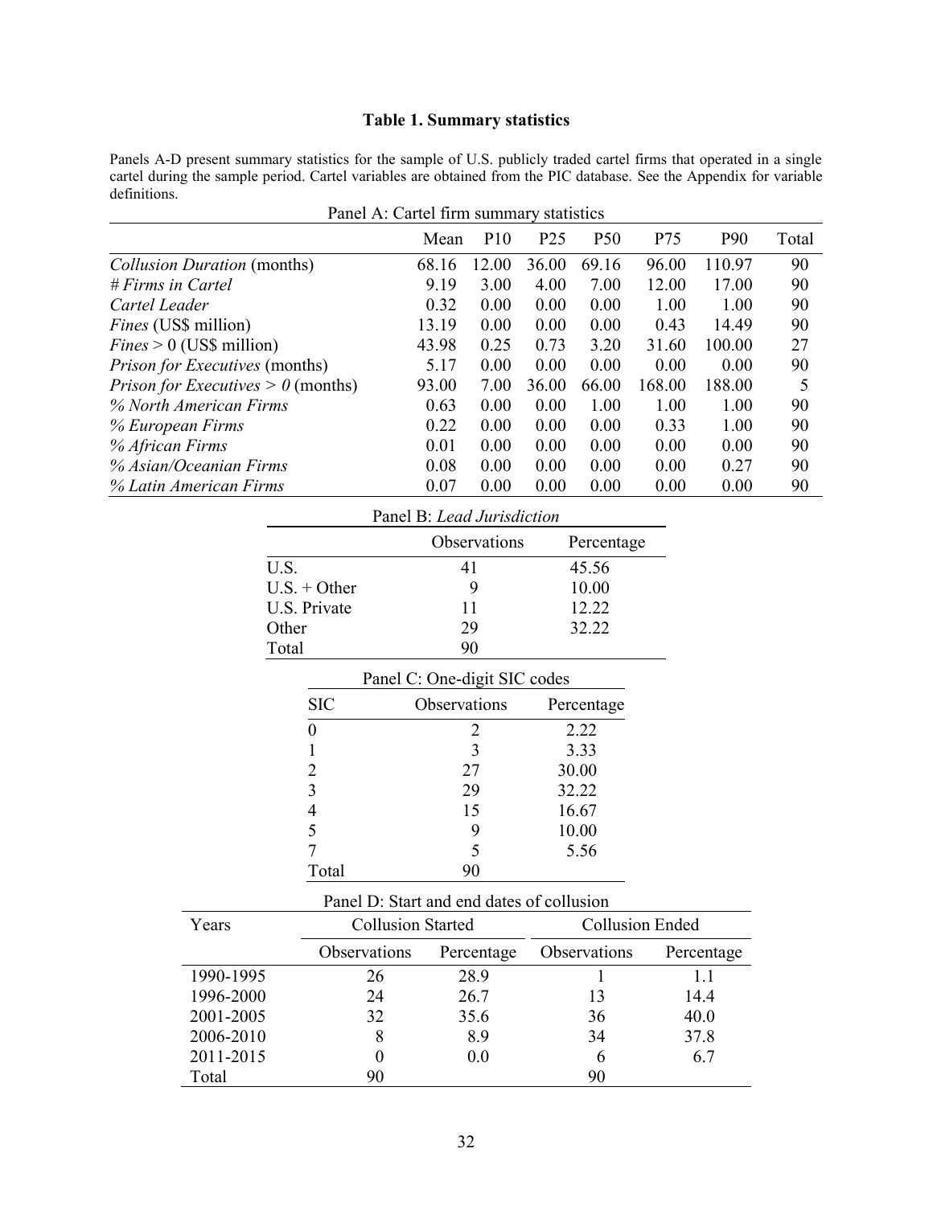## Table 1. Summary statistics

Panels A-D present summary statistics for the sample of U.S. publicly traded cartel firms that operated in a single cartel during the sample period. Cartel variables are obtained from the PIC database. See the Appendix for variable definitions.

Panel A: Cartel firm summary statistics

| | Mean | P10 | P25 | P50 | P75 | P90 | Total |
|---|---|---|---|---|---|---|---|
| *Collusion Duration* (months) | 68.16 | 12.00 | 36.00 | 69.16 | 96.00 | 110.97 | 90 |
| *# Firms in Cartel* | 9.19 | 3.00 | 4.00 | 7.00 | 12.00 | 17.00 | 90 |
| *Cartel Leader* | 0.32 | 0.00 | 0.00 | 0.00 | 1.00 | 1.00 | 90 |
| *Fines* (US$ million) | 13.19 | 0.00 | 0.00 | 0.00 | 0.43 | 14.49 | 90 |
| *Fines* > 0 (US$ million) | 43.98 | 0.25 | 0.73 | 3.20 | 31.60 | 100.00 | 27 |
| *Prison for Executives* (months) | 5.17 | 0.00 | 0.00 | 0.00 | 0.00 | 0.00 | 90 |
| *Prison for Executives > 0* (months) | 93.00 | 7.00 | 36.00 | 66.00 | 168.00 | 188.00 | 5 |
| *% North American Firms* | 0.63 | 0.00 | 0.00 | 1.00 | 1.00 | 1.00 | 90 |
| *% European Firms* | 0.22 | 0.00 | 0.00 | 0.00 | 0.33 | 1.00 | 90 |
| *% African Firms* | 0.01 | 0.00 | 0.00 | 0.00 | 0.00 | 0.00 | 90 |
| *% Asian/Oceanian Firms* | 0.08 | 0.00 | 0.00 | 0.00 | 0.00 | 0.27 | 90 |
| *% Latin American Firms* | 0.07 | 0.00 | 0.00 | 0.00 | 0.00 | 0.00 | 90 |

Panel B: *Lead Jurisdiction*

| | Observations | Percentage |
|---|---|---|
| U.S. | 41 | 45.56 |
| U.S. + Other | 9 | 10.00 |
| U.S. Private | 11 | 12.22 |
| Other | 29 | 32.22 |
| Total | 90 | |

Panel C: One-digit SIC codes

| SIC | Observations | Percentage |
|---|---|---|
| 0 | 2 | 2.22 |
| 1 | 3 | 3.33 |
| 2 | 27 | 30.00 |
| 3 | 29 | 32.22 |
| 4 | 15 | 16.67 |
| 5 | 9 | 10.00 |
| 7 | 5 | 5.56 |
| Total | 90 | |

Panel D: Start and end dates of collusion

| Years | Collusion Started | | Collusion Ended | |
|---|---|---|---|---|
| | Observations | Percentage | Observations | Percentage |
| 1990-1995 | 26 | 28.9 | 1 | 1.1 |
| 1996-2000 | 24 | 26.7 | 13 | 14.4 |
| 2001-2005 | 32 | 35.6 | 36 | 40.0 |
| 2006-2010 | 8 | 8.9 | 34 | 37.8 |
| 2011-2015 | 0 | 0.0 | 6 | 6.7 |
| Total | 90 | | 90 | |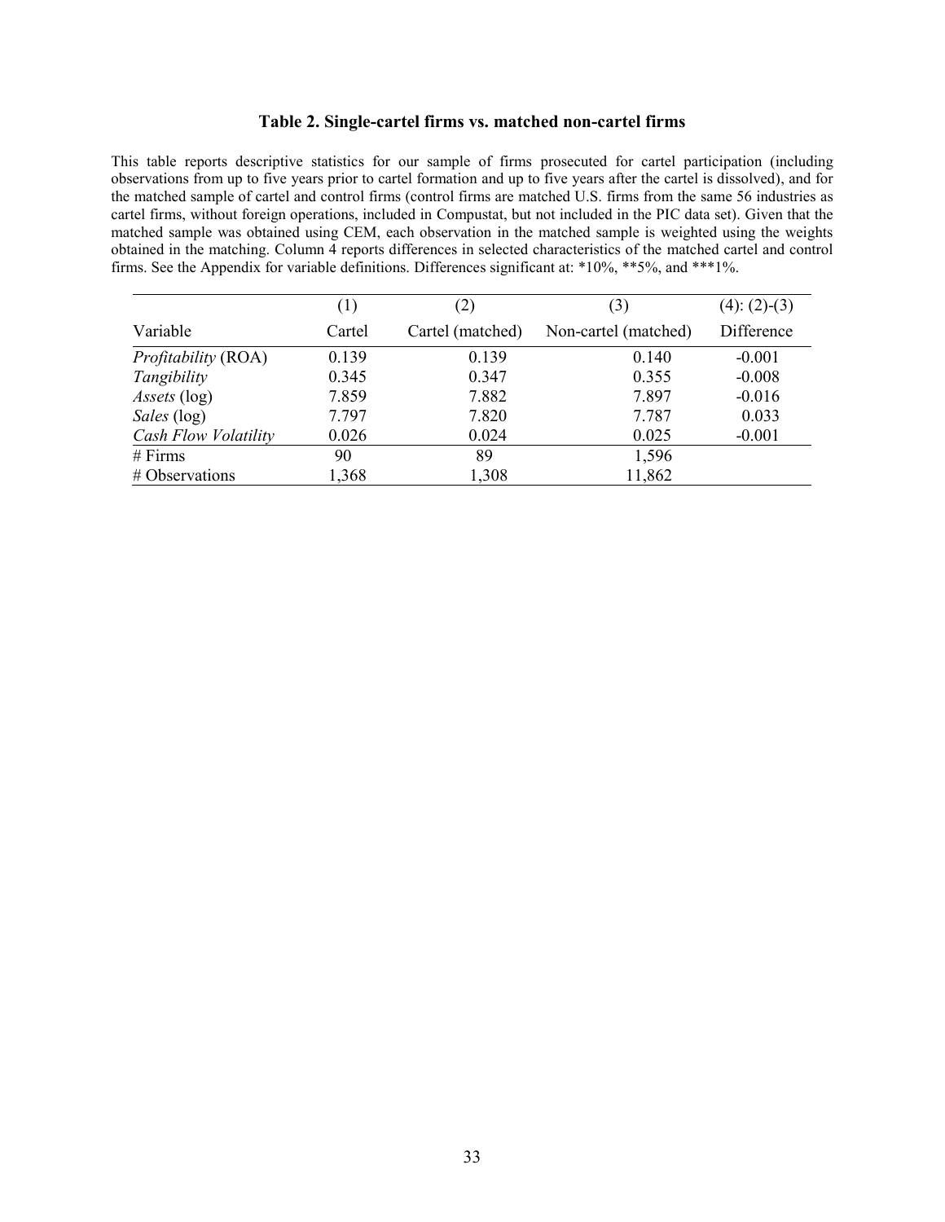**Table 2. Single-cartel firms vs. matched non-cartel firms**

This table reports descriptive statistics for our sample of firms prosecuted for cartel participation (including observations from up to five years prior to cartel formation and up to five years after the cartel is dissolved), and for the matched sample of cartel and control firms (control firms are matched U.S. firms from the same 56 industries as cartel firms, without foreign operations, included in Compustat, but not included in the PIC data set). Given that the matched sample was obtained using CEM, each observation in the matched sample is weighted using the weights obtained in the matching. Column 4 reports differences in selected characteristics of the matched cartel and control firms. See the Appendix for variable definitions. Differences significant at: *10%, **5%, and ***1%.

| | (1) | (2) | (3) | (4): (2)-(3) |
|---|---|---|---|---|
| Variable | Cartel | Cartel (matched) | Non-cartel (matched) | Difference |
| *Profitability* (ROA) | 0.139 | 0.139 | 0.140 | -0.001 |
| *Tangibility* | 0.345 | 0.347 | 0.355 | -0.008 |
| *Assets* (log) | 7.859 | 7.882 | 7.897 | -0.016 |
| *Sales* (log) | 7.797 | 7.820 | 7.787 | 0.033 |
| *Cash Flow Volatility* | 0.026 | 0.024 | 0.025 | -0.001 |
| # Firms | 90 | 89 | 1,596 | |
| # Observations | 1,368 | 1,308 | 11,862 | |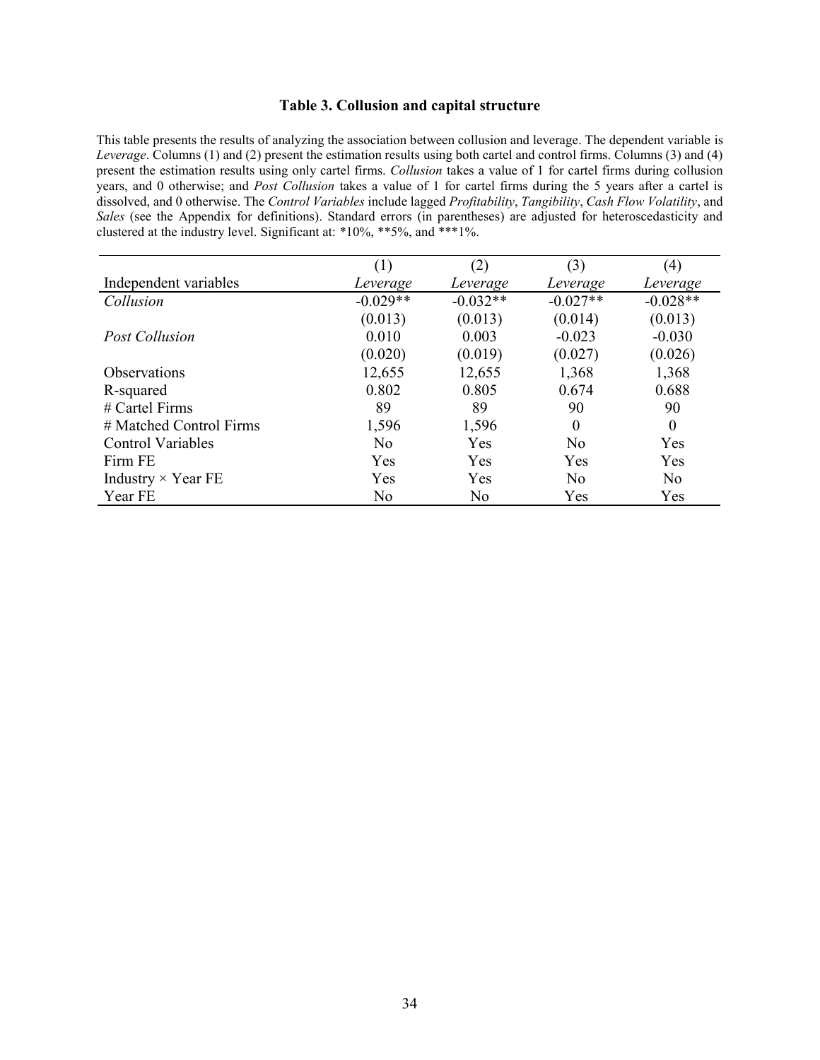### Table 3. Collusion and capital structure

This table presents the results of analyzing the association between collusion and leverage. The dependent variable is *Leverage*. Columns (1) and (2) present the estimation results using both cartel and control firms. Columns (3) and (4) present the estimation results using only cartel firms. *Collusion* takes a value of 1 for cartel firms during collusion years, and 0 otherwise; and *Post Collusion* takes a value of 1 for cartel firms during the 5 years after a cartel is dissolved, and 0 otherwise. The *Control Variables* include lagged *Profitability*, *Tangibility*, *Cash Flow Volatility*, and *Sales* (see the Appendix for definitions). Standard errors (in parentheses) are adjusted for heteroscedasticity and clustered at the industry level. Significant at: *10%, **5%, and ***1%.

| | (1) | (2) | (3) | (4) |
|---|---|---|---|---|
| Independent variables | *Leverage* | *Leverage* | *Leverage* | *Leverage* |
| *Collusion* | -0.029** | -0.032** | -0.027** | -0.028** |
| | (0.013) | (0.013) | (0.014) | (0.013) |
| *Post Collusion* | 0.010 | 0.003 | -0.023 | -0.030 |
| | (0.020) | (0.019) | (0.027) | (0.026) |
| Observations | 12,655 | 12,655 | 1,368 | 1,368 |
| R-squared | 0.802 | 0.805 | 0.674 | 0.688 |
| # Cartel Firms | 89 | 89 | 90 | 90 |
| # Matched Control Firms | 1,596 | 1,596 | 0 | 0 |
| Control Variables | No | Yes | No | Yes |
| Firm FE | Yes | Yes | Yes | Yes |
| Industry × Year FE | Yes | Yes | No | No |
| Year FE | No | No | Yes | Yes |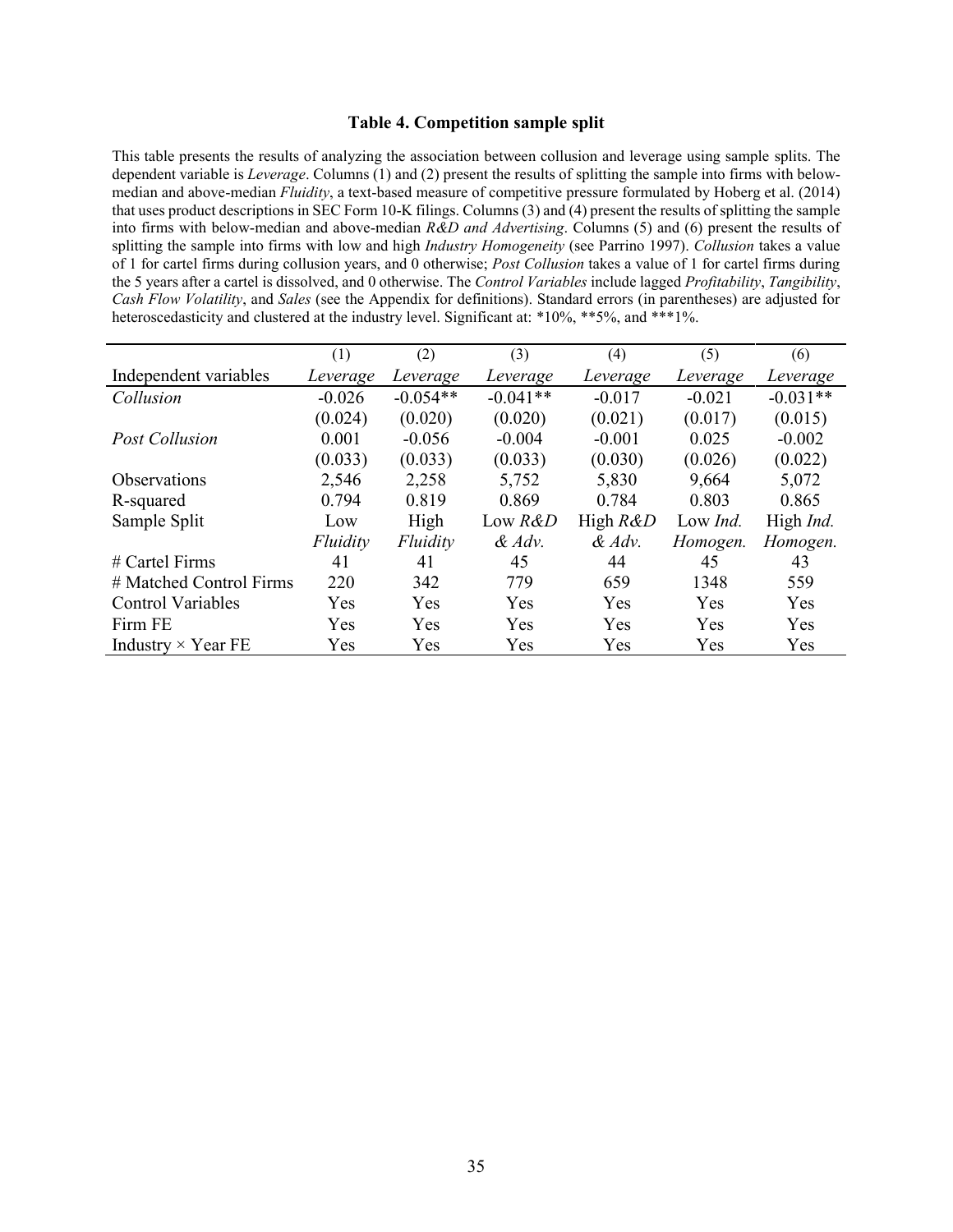### Table 4. Competition sample split

This table presents the results of analyzing the association between collusion and leverage using sample splits. The dependent variable is *Leverage*. Columns (1) and (2) present the results of splitting the sample into firms with below-median and above-median *Fluidity*, a text-based measure of competitive pressure formulated by Hoberg et al. (2014) that uses product descriptions in SEC Form 10-K filings. Columns (3) and (4) present the results of splitting the sample into firms with below-median and above-median *R&D and Advertising*. Columns (5) and (6) present the results of splitting the sample into firms with low and high *Industry Homogeneity* (see Parrino 1997). *Collusion* takes a value of 1 for cartel firms during collusion years, and 0 otherwise; *Post Collusion* takes a value of 1 for cartel firms during the 5 years after a cartel is dissolved, and 0 otherwise. The *Control Variables* include lagged *Profitability*, *Tangibility*, *Cash Flow Volatility*, and *Sales* (see the Appendix for definitions). Standard errors (in parentheses) are adjusted for heteroscedasticity and clustered at the industry level. Significant at: *10%, **5%, and ***1%.

| | (1) | (2) | (3) | (4) | (5) | (6) |
|---|---|---|---|---|---|---|
| Independent variables | *Leverage* | *Leverage* | *Leverage* | *Leverage* | *Leverage* | *Leverage* |
| *Collusion* | -0.026 | -0.054** | -0.041** | -0.017 | -0.021 | -0.031** |
| | (0.024) | (0.020) | (0.020) | (0.021) | (0.017) | (0.015) |
| *Post Collusion* | 0.001 | -0.056 | -0.004 | -0.001 | 0.025 | -0.002 |
| | (0.033) | (0.033) | (0.033) | (0.030) | (0.026) | (0.022) |
| Observations | 2,546 | 2,258 | 5,752 | 5,830 | 9,664 | 5,072 |
| R-squared | 0.794 | 0.819 | 0.869 | 0.784 | 0.803 | 0.865 |
| Sample Split | Low *Fluidity* | High *Fluidity* | Low *R&D & Adv.* | High *R&D & Adv.* | Low *Ind. Homogen.* | High *Ind. Homogen.* |
| # Cartel Firms | 41 | 41 | 45 | 44 | 45 | 43 |
| # Matched Control Firms | 220 | 342 | 779 | 659 | 1348 | 559 |
| Control Variables | Yes | Yes | Yes | Yes | Yes | Yes |
| Firm FE | Yes | Yes | Yes | Yes | Yes | Yes |
| Industry × Year FE | Yes | Yes | Yes | Yes | Yes | Yes |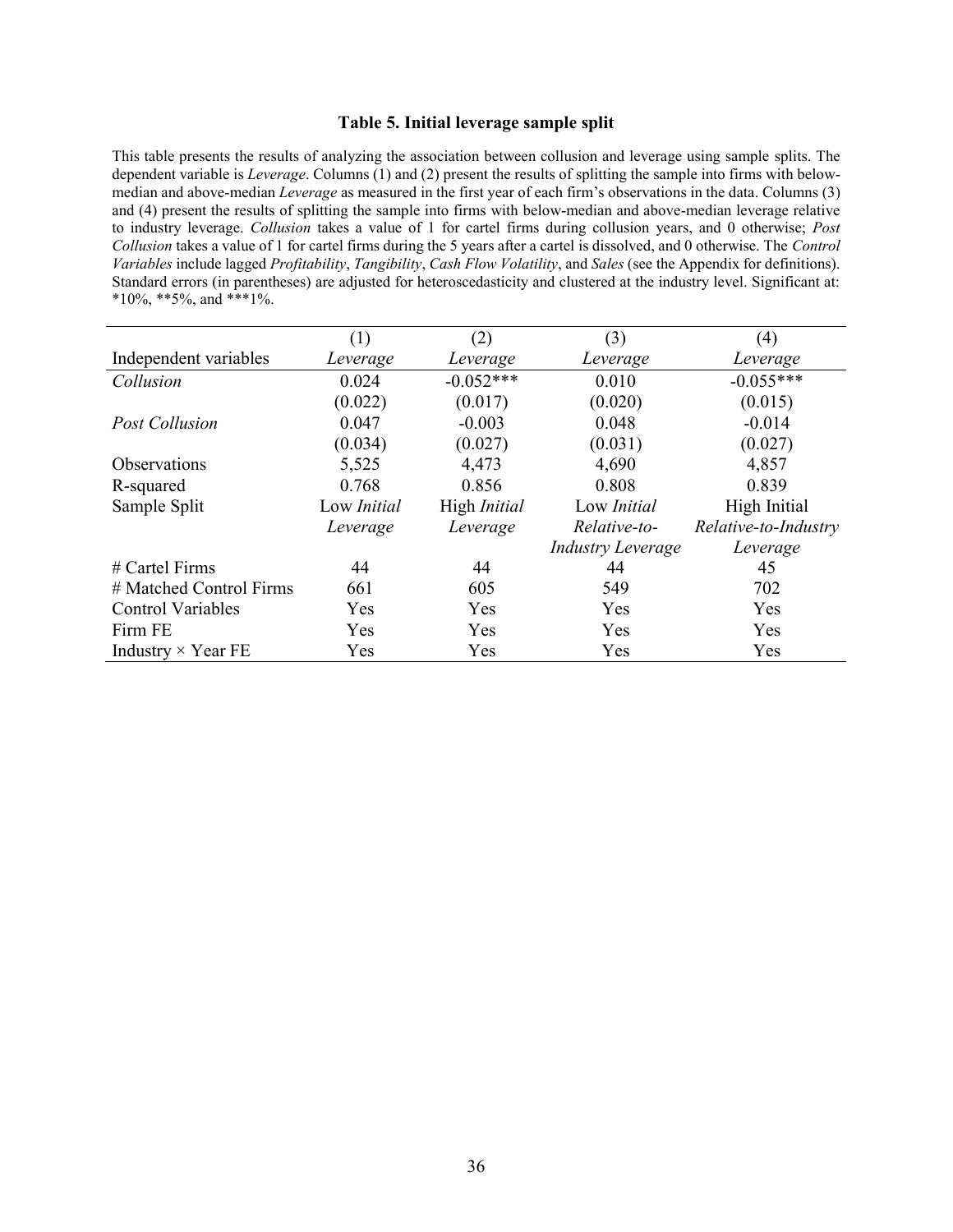### Table 5. Initial leverage sample split

This table presents the results of analyzing the association between collusion and leverage using sample splits. The dependent variable is *Leverage*. Columns (1) and (2) present the results of splitting the sample into firms with below-median and above-median *Leverage* as measured in the first year of each firm's observations in the data. Columns (3) and (4) present the results of splitting the sample into firms with below-median and above-median leverage relative to industry leverage. *Collusion* takes a value of 1 for cartel firms during collusion years, and 0 otherwise; *Post Collusion* takes a value of 1 for cartel firms during the 5 years after a cartel is dissolved, and 0 otherwise. The *Control Variables* include lagged *Profitability*, *Tangibility*, *Cash Flow Volatility*, and *Sales* (see the Appendix for definitions). Standard errors (in parentheses) are adjusted for heteroscedasticity and clustered at the industry level. Significant at: *10%, **5%, and ***1%.

| | (1) | (2) | (3) | (4) |
|---|---|---|---|---|
| Independent variables | *Leverage* | *Leverage* | *Leverage* | *Leverage* |
| *Collusion* | 0.024 | -0.052*** | 0.010 | -0.055*** |
| | (0.022) | (0.017) | (0.020) | (0.015) |
| *Post Collusion* | 0.047 | -0.003 | 0.048 | -0.014 |
| | (0.034) | (0.027) | (0.031) | (0.027) |
| Observations | 5,525 | 4,473 | 4,690 | 4,857 |
| R-squared | 0.768 | 0.856 | 0.808 | 0.839 |
| Sample Split | Low *Initial Leverage* | High *Initial Leverage* | Low *Initial Relative-to-Industry Leverage* | High Initial Relative-to-Industry Leverage |
| # Cartel Firms | 44 | 44 | 44 | 45 |
| # Matched Control Firms | 661 | 605 | 549 | 702 |
| Control Variables | Yes | Yes | Yes | Yes |
| Firm FE | Yes | Yes | Yes | Yes |
| Industry × Year FE | Yes | Yes | Yes | Yes |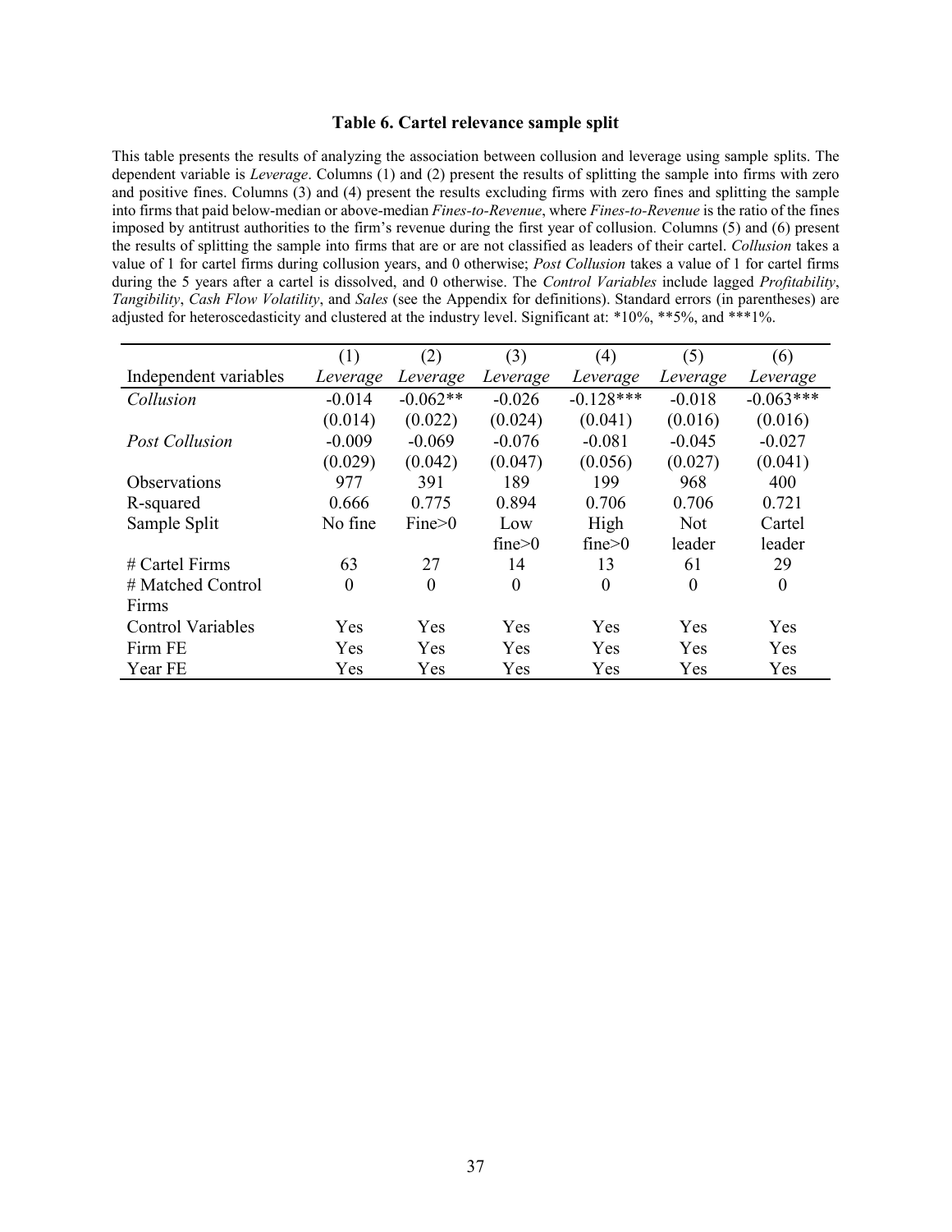### Table 6. Cartel relevance sample split

This table presents the results of analyzing the association between collusion and leverage using sample splits. The dependent variable is *Leverage*. Columns (1) and (2) present the results of splitting the sample into firms with zero and positive fines. Columns (3) and (4) present the results excluding firms with zero fines and splitting the sample into firms that paid below-median or above-median *Fines-to-Revenue*, where *Fines-to-Revenue* is the ratio of the fines imposed by antitrust authorities to the firm's revenue during the first year of collusion. Columns (5) and (6) present the results of splitting the sample into firms that are or are not classified as leaders of their cartel. *Collusion* takes a value of 1 for cartel firms during collusion years, and 0 otherwise; *Post Collusion* takes a value of 1 for cartel firms during the 5 years after a cartel is dissolved, and 0 otherwise. The *Control Variables* include lagged *Profitability*, *Tangibility*, *Cash Flow Volatility*, and *Sales* (see the Appendix for definitions). Standard errors (in parentheses) are adjusted for heteroscedasticity and clustered at the industry level. Significant at: *10%, **5%, and ***1%.

| | (1) | (2) | (3) | (4) | (5) | (6) |
|---|---|---|---|---|---|---|
| Independent variables | *Leverage* | *Leverage* | *Leverage* | *Leverage* | *Leverage* | *Leverage* |
| *Collusion* | -0.014 | -0.062** | -0.026 | -0.128*** | -0.018 | -0.063*** |
| | (0.014) | (0.022) | (0.024) | (0.041) | (0.016) | (0.016) |
| *Post Collusion* | -0.009 | -0.069 | -0.076 | -0.081 | -0.045 | -0.027 |
| | (0.029) | (0.042) | (0.047) | (0.056) | (0.027) | (0.041) |
| Observations | 977 | 391 | 189 | 199 | 968 | 400 |
| R-squared | 0.666 | 0.775 | 0.894 | 0.706 | 0.706 | 0.721 |
| Sample Split | No fine | Fine>0 | Low fine>0 | High fine>0 | Not leader | Cartel leader |
| # Cartel Firms | 63 | 27 | 14 | 13 | 61 | 29 |
| # Matched Control Firms | 0 | 0 | 0 | 0 | 0 | 0 |
| Control Variables | Yes | Yes | Yes | Yes | Yes | Yes |
| Firm FE | Yes | Yes | Yes | Yes | Yes | Yes |
| Year FE | Yes | Yes | Yes | Yes | Yes | Yes |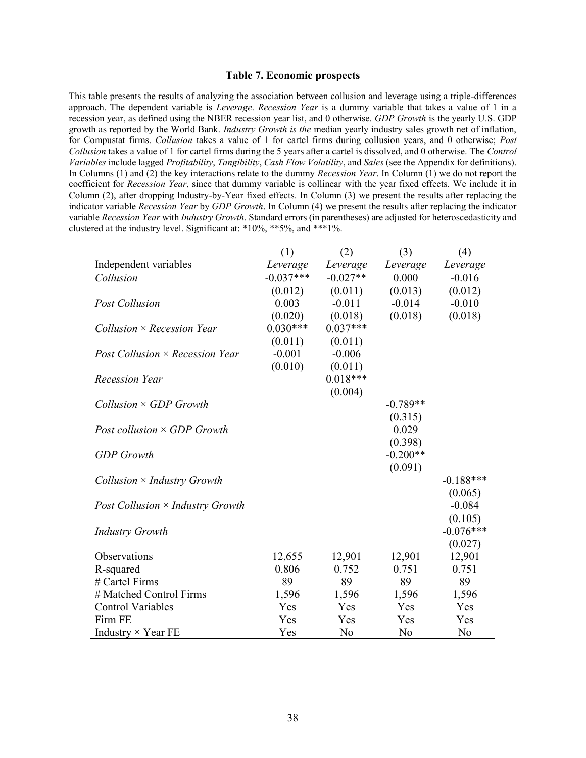**Table 7. Economic prospects**

This table presents the results of analyzing the association between collusion and leverage using a triple-differences approach. The dependent variable is *Leverage*. *Recession Year* is a dummy variable that takes a value of 1 in a recession year, as defined using the NBER recession year list, and 0 otherwise. *GDP Growth* is the yearly U.S. GDP growth as reported by the World Bank. *Industry Growth is the* median yearly industry sales growth net of inflation, for Compustat firms. *Collusion* takes a value of 1 for cartel firms during collusion years, and 0 otherwise; *Post Collusion* takes a value of 1 for cartel firms during the 5 years after a cartel is dissolved, and 0 otherwise. The *Control Variables* include lagged *Profitability*, *Tangibility*, *Cash Flow Volatility*, and *Sales* (see the Appendix for definitions). In Columns (1) and (2) the key interactions relate to the dummy *Recession Year*. In Column (1) we do not report the coefficient for *Recession Year*, since that dummy variable is collinear with the year fixed effects. We include it in Column (2), after dropping Industry-by-Year fixed effects. In Column (3) we present the results after replacing the indicator variable *Recession Year* by *GDP Growth*. In Column (4) we present the results after replacing the indicator variable *Recession Year* with *Industry Growth*. Standard errors (in parentheses) are adjusted for heteroscedasticity and clustered at the industry level. Significant at: *10%, **5%, and ***1%.

| | (1) | (2) | (3) | (4) |
|---|---|---|---|---|
| Independent variables | *Leverage* | *Leverage* | *Leverage* | *Leverage* |
| *Collusion* | -0.037*** | -0.027** | 0.000 | -0.016 |
| | (0.012) | (0.011) | (0.013) | (0.012) |
| *Post Collusion* | 0.003 | -0.011 | -0.014 | -0.010 |
| | (0.020) | (0.018) | (0.018) | (0.018) |
| *Collusion × Recession Year* | 0.030*** | 0.037*** | | |
| | (0.011) | (0.011) | | |
| *Post Collusion × Recession Year* | -0.001 | -0.006 | | |
| | (0.010) | (0.011) | | |
| *Recession Year* | | 0.018*** | | |
| | | (0.004) | | |
| *Collusion × GDP Growth* | | | -0.789** | |
| | | | (0.315) | |
| *Post collusion × GDP Growth* | | | 0.029 | |
| | | | (0.398) | |
| *GDP Growth* | | | -0.200** | |
| | | | (0.091) | |
| *Collusion × Industry Growth* | | | | -0.188*** |
| | | | | (0.065) |
| *Post Collusion × Industry Growth* | | | | -0.084 |
| | | | | (0.105) |
| *Industry Growth* | | | | -0.076*** |
| | | | | (0.027) |
| Observations | 12,655 | 12,901 | 12,901 | 12,901 |
| R-squared | 0.806 | 0.752 | 0.751 | 0.751 |
| # Cartel Firms | 89 | 89 | 89 | 89 |
| # Matched Control Firms | 1,596 | 1,596 | 1,596 | 1,596 |
| Control Variables | Yes | Yes | Yes | Yes |
| Firm FE | Yes | Yes | Yes | Yes |
| Industry × Year FE | Yes | No | No | No |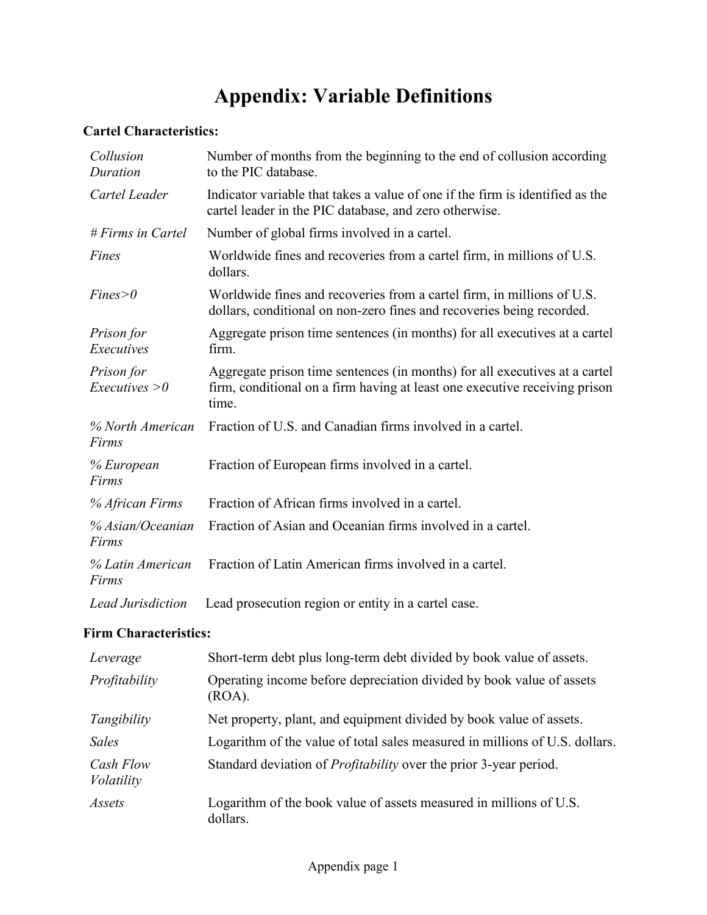# Appendix: Variable Definitions

**Cartel Characteristics:**

| | |
|---|---|
| *Collusion Duration* | Number of months from the beginning to the end of collusion according to the PIC database. |
| *Cartel Leader* | Indicator variable that takes a value of one if the firm is identified as the cartel leader in the PIC database, and zero otherwise. |
| *# Firms in Cartel* | Number of global firms involved in a cartel. |
| *Fines* | Worldwide fines and recoveries from a cartel firm, in millions of U.S. dollars. |
| *Fines>0* | Worldwide fines and recoveries from a cartel firm, in millions of U.S. dollars, conditional on non-zero fines and recoveries being recorded. |
| *Prison for Executives* | Aggregate prison time sentences (in months) for all executives at a cartel firm. |
| *Prison for Executives >0* | Aggregate prison time sentences (in months) for all executives at a cartel firm, conditional on a firm having at least one executive receiving prison time. |
| *% North American Firms* | Fraction of U.S. and Canadian firms involved in a cartel. |
| *% European Firms* | Fraction of European firms involved in a cartel. |
| *% African Firms* | Fraction of African firms involved in a cartel. |
| *% Asian/Oceanian Firms* | Fraction of Asian and Oceanian firms involved in a cartel. |
| *% Latin American Firms* | Fraction of Latin American firms involved in a cartel. |
| *Lead Jurisdiction* | Lead prosecution region or entity in a cartel case. |

**Firm Characteristics:**

| | |
|---|---|
| *Leverage* | Short-term debt plus long-term debt divided by book value of assets. |
| *Profitability* | Operating income before depreciation divided by book value of assets (ROA). |
| *Tangibility* | Net property, plant, and equipment divided by book value of assets. |
| *Sales* | Logarithm of the value of total sales measured in millions of U.S. dollars. |
| *Cash Flow Volatility* | Standard deviation of *Profitability* over the prior 3-year period. |
| *Assets* | Logarithm of the book value of assets measured in millions of U.S. dollars. |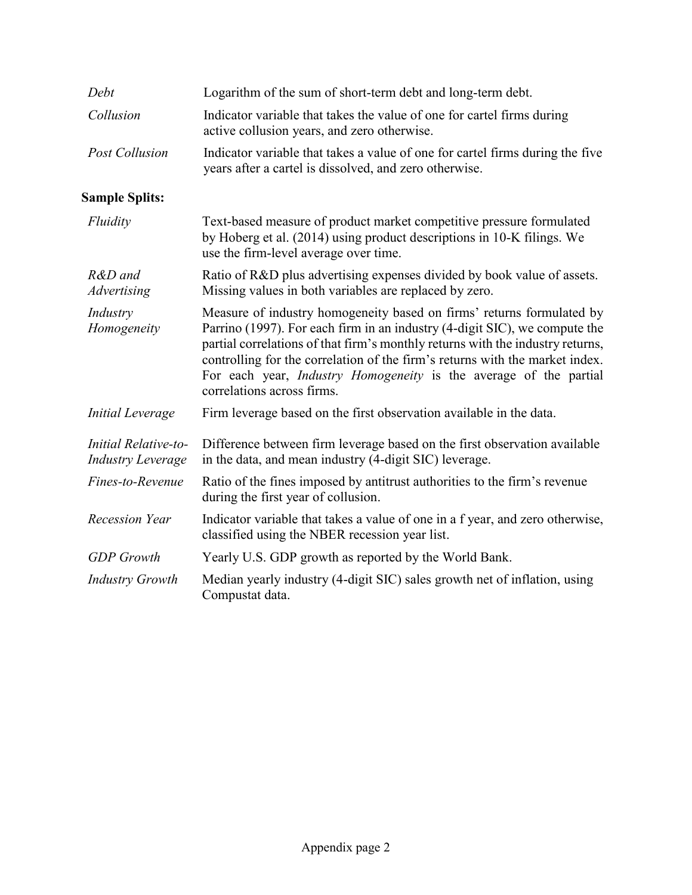| | |
|---|---|
| *Debt* | Logarithm of the sum of short-term debt and long-term debt. |
| *Collusion* | Indicator variable that takes the value of one for cartel firms during active collusion years, and zero otherwise. |
| *Post Collusion* | Indicator variable that takes a value of one for cartel firms during the five years after a cartel is dissolved, and zero otherwise. |

**Sample Splits:**

| | |
|---|---|
| *Fluidity* | Text-based measure of product market competitive pressure formulated by Hoberg et al. (2014) using product descriptions in 10-K filings. We use the firm-level average over time. |
| *R&D and Advertising* | Ratio of R&D plus advertising expenses divided by book value of assets. Missing values in both variables are replaced by zero. |
| *Industry Homogeneity* | Measure of industry homogeneity based on firms' returns formulated by Parrino (1997). For each firm in an industry (4-digit SIC), we compute the partial correlations of that firm's monthly returns with the industry returns, controlling for the correlation of the firm's returns with the market index. For each year, *Industry Homogeneity* is the average of the partial correlations across firms. |
| *Initial Leverage* | Firm leverage based on the first observation available in the data. |
| *Initial Relative-to-Industry Leverage* | Difference between firm leverage based on the first observation available in the data, and mean industry (4-digit SIC) leverage. |
| *Fines-to-Revenue* | Ratio of the fines imposed by antitrust authorities to the firm's revenue during the first year of collusion. |
| *Recession Year* | Indicator variable that takes a value of one in a f year, and zero otherwise, classified using the NBER recession year list. |
| *GDP Growth* | Yearly U.S. GDP growth as reported by the World Bank. |
| *Industry Growth* | Median yearly industry (4-digit SIC) sales growth net of inflation, using Compustat data. |